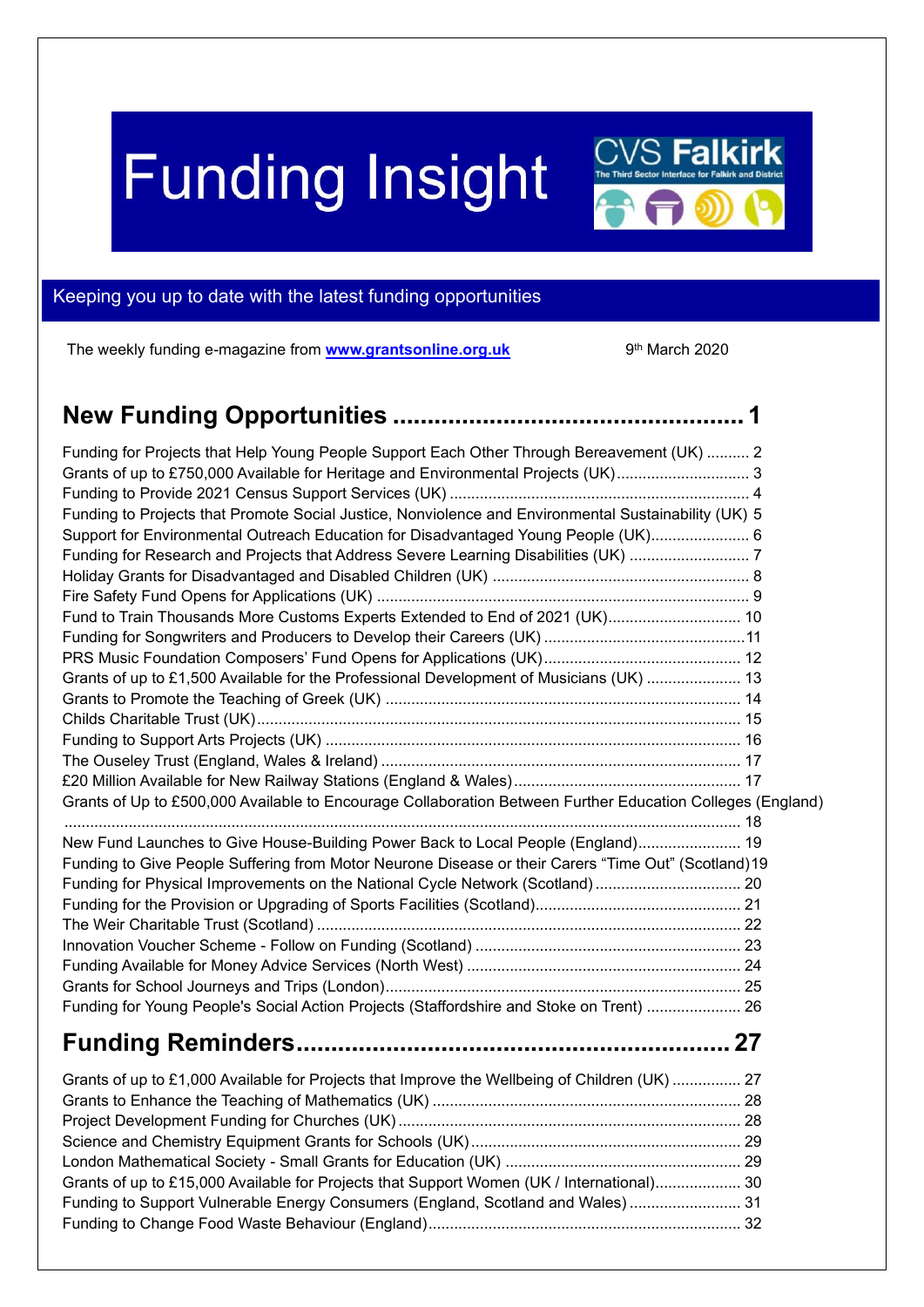# Funding Insight

CVS Falkirk
The Third Sector Interface for Falkirk and District

Keeping you up to date with the latest funding opportunities

The weekly funding e-magazine from **www.grantsonline.org.uk** 9th March 2020

## New Funding Opportunities ................................................ 1

Funding for Projects that Help Young People Support Each Other Through Bereavement (UK) .......... 2
Grants of up to £750,000 Available for Heritage and Environmental Projects (UK) .............................. 3
Funding to Provide 2021 Census Support Services (UK) .................................................................... 4
Funding to Projects that Promote Social Justice, Nonviolence and Environmental Sustainability (UK) 5
Support for Environmental Outreach Education for Disadvantaged Young People (UK) ...................... 6
Funding for Research and Projects that Address Severe Learning Disabilities (UK) ............................ 7
Holiday Grants for Disadvantaged and Disabled Children (UK) ........................................................... 8
Fire Safety Fund Opens for Applications (UK) ..................................................................................... 9
Fund to Train Thousands More Customs Experts Extended to End of 2021 (UK) ............................... 10
Funding for Songwriters and Producers to Develop their Careers (UK) .............................................. 11
PRS Music Foundation Composers' Fund Opens for Applications (UK) ............................................. 12
Grants of up to £1,500 Available for the Professional Development of Musicians (UK) ...................... 13
Grants to Promote the Teaching of Greek (UK) ................................................................................. 14
Childs Charitable Trust (UK) ............................................................................................................... 15
Funding to Support Arts Projects (UK) ............................................................................................... 16
The Ouseley Trust (England, Wales & Ireland) ................................................................................... 17
£20 Million Available for New Railway Stations (England & Wales) .................................................... 17
Grants of Up to £500,000 Available to Encourage Collaboration Between Further Education Colleges (England) ............................................................................................................................................ 18
New Fund Launches to Give House-Building Power Back to Local People (England) ........................ 19
Funding to Give People Suffering from Motor Neurone Disease or their Carers "Time Out" (Scotland) 19
Funding for Physical Improvements on the National Cycle Network (Scotland) .................................. 20
Funding for the Provision or Upgrading of Sports Facilities (Scotland) ............................................... 21
The Weir Charitable Trust (Scotland) .................................................................................................. 22
Innovation Voucher Scheme - Follow on Funding (Scotland) .............................................................. 23
Funding Available for Money Advice Services (North West) ............................................................... 24
Grants for School Journeys and Trips (London) ................................................................................. 25
Funding for Young People's Social Action Projects (Staffordshire and Stoke on Trent) ...................... 26

## Funding Reminders ............................................................ 27

Grants of up to £1,000 Available for Projects that Improve the Wellbeing of Children (UK) ................ 27
Grants to Enhance the Teaching of Mathematics (UK) ....................................................................... 28
Project Development Funding for Churches (UK) ............................................................................... 28
Science and Chemistry Equipment Grants for Schools (UK) ............................................................... 29
London Mathematical Society - Small Grants for Education (UK) ...................................................... 29
Grants of up to £15,000 Available for Projects that Support Women (UK / International) .................... 30
Funding to Support Vulnerable Energy Consumers (England, Scotland and Wales) .......................... 31
Funding to Change Food Waste Behaviour (England) ........................................................................ 32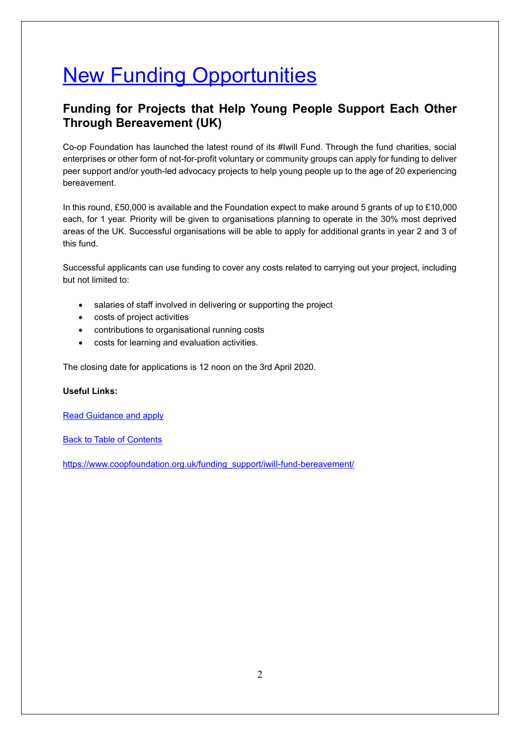# New Funding Opportunities

## Funding for Projects that Help Young People Support Each Other Through Bereavement (UK)

Co-op Foundation has launched the latest round of its #Iwill Fund. Through the fund charities, social enterprises or other form of not-for-profit voluntary or community groups can apply for funding to deliver peer support and/or youth-led advocacy projects to help young people up to the age of 20 experiencing bereavement.

In this round, £50,000 is available and the Foundation expect to make around 5 grants of up to £10,000 each, for 1 year. Priority will be given to organisations planning to operate in the 30% most deprived areas of the UK. Successful organisations will be able to apply for additional grants in year 2 and 3 of this fund.

Successful applicants can use funding to cover any costs related to carrying out your project, including but not limited to:

- salaries of staff involved in delivering or supporting the project
- costs of project activities
- contributions to organisational running costs
- costs for learning and evaluation activities.

The closing date for applications is 12 noon on the 3rd April 2020.

**Useful Links:**

Read Guidance and apply

Back to Table of Contents

https://www.coopfoundation.org.uk/funding_support/iwill-fund-bereavement/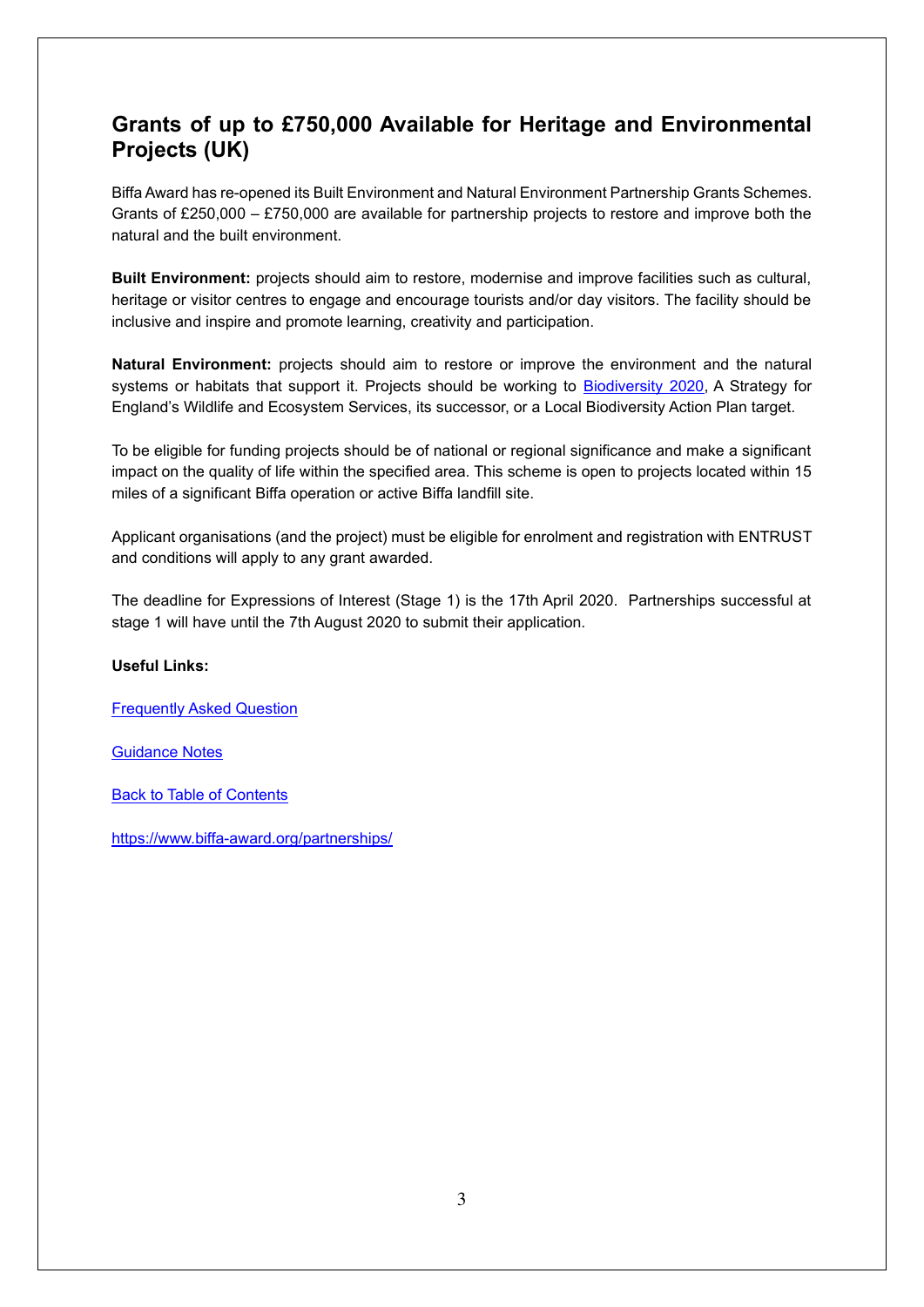## Grants of up to £750,000 Available for Heritage and Environmental Projects (UK)

Biffa Award has re-opened its Built Environment and Natural Environment Partnership Grants Schemes. Grants of £250,000 – £750,000 are available for partnership projects to restore and improve both the natural and the built environment.

**Built Environment:** projects should aim to restore, modernise and improve facilities such as cultural, heritage or visitor centres to engage and encourage tourists and/or day visitors. The facility should be inclusive and inspire and promote learning, creativity and participation.

**Natural Environment:** projects should aim to restore or improve the environment and the natural systems or habitats that support it. Projects should be working to [Biodiversity 2020](), A Strategy for England's Wildlife and Ecosystem Services, its successor, or a Local Biodiversity Action Plan target.

To be eligible for funding projects should be of national or regional significance and make a significant impact on the quality of life within the specified area. This scheme is open to projects located within 15 miles of a significant Biffa operation or active Biffa landfill site.

Applicant organisations (and the project) must be eligible for enrolment and registration with ENTRUST and conditions will apply to any grant awarded.

The deadline for Expressions of Interest (Stage 1) is the 17th April 2020. Partnerships successful at stage 1 will have until the 7th August 2020 to submit their application.

**Useful Links:**

[Frequently Asked Question]()

[Guidance Notes]()

[Back to Table of Contents]()

https://www.biffa-award.org/partnerships/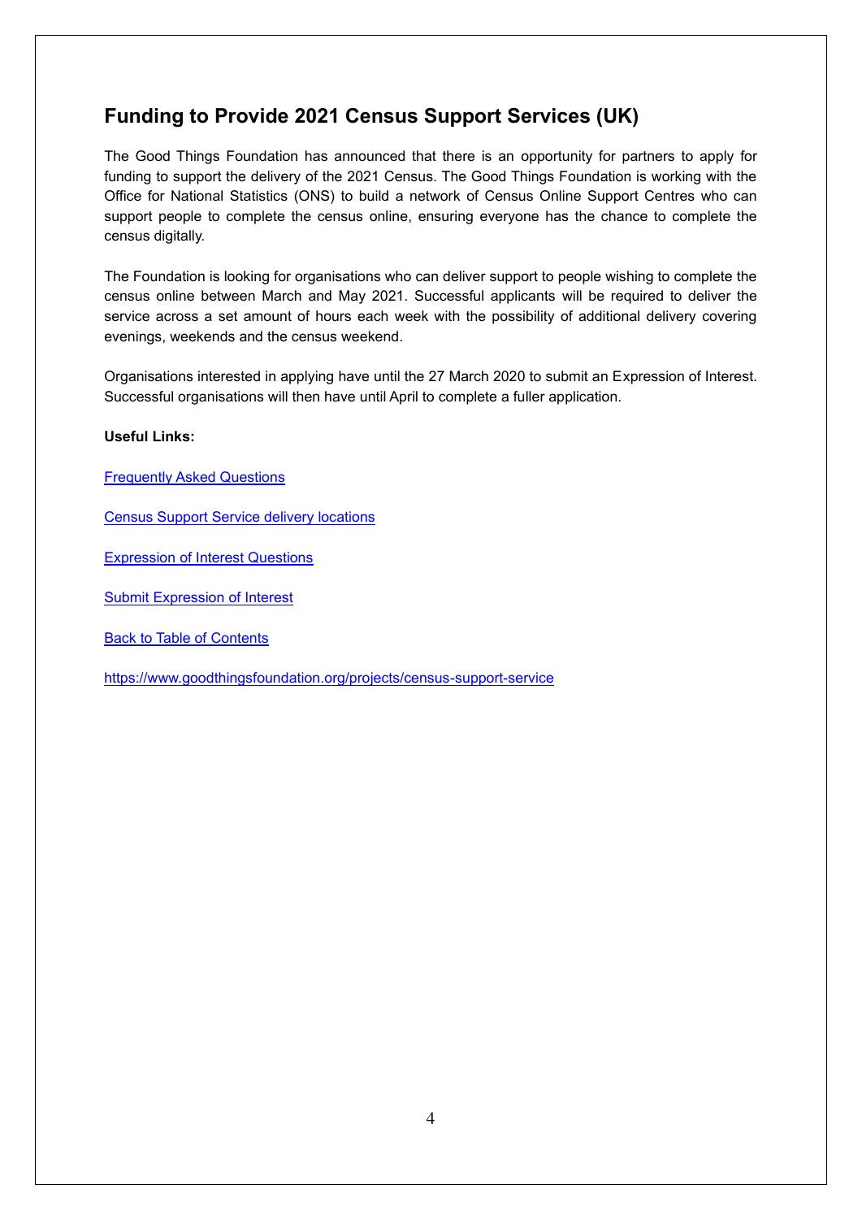## Funding to Provide 2021 Census Support Services (UK)

The Good Things Foundation has announced that there is an opportunity for partners to apply for funding to support the delivery of the 2021 Census. The Good Things Foundation is working with the Office for National Statistics (ONS) to build a network of Census Online Support Centres who can support people to complete the census online, ensuring everyone has the chance to complete the census digitally.

The Foundation is looking for organisations who can deliver support to people wishing to complete the census online between March and May 2021. Successful applicants will be required to deliver the service across a set amount of hours each week with the possibility of additional delivery covering evenings, weekends and the census weekend.

Organisations interested in applying have until the 27 March 2020 to submit an Expression of Interest. Successful organisations will then have until April to complete a fuller application.

**Useful Links:**

Frequently Asked Questions

Census Support Service delivery locations

Expression of Interest Questions

Submit Expression of Interest

Back to Table of Contents

https://www.goodthingsfoundation.org/projects/census-support-service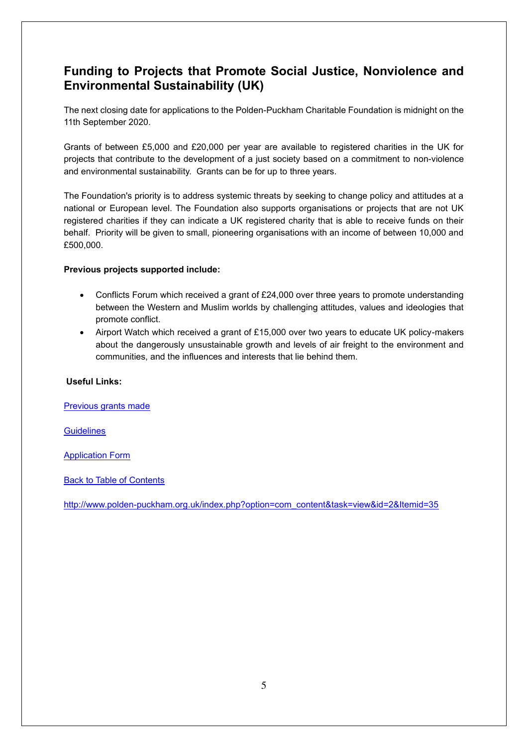## Funding to Projects that Promote Social Justice, Nonviolence and Environmental Sustainability (UK)

The next closing date for applications to the Polden-Puckham Charitable Foundation is midnight on the 11th September 2020.

Grants of between £5,000 and £20,000 per year are available to registered charities in the UK for projects that contribute to the development of a just society based on a commitment to non-violence and environmental sustainability. Grants can be for up to three years.

The Foundation's priority is to address systemic threats by seeking to change policy and attitudes at a national or European level. The Foundation also supports organisations or projects that are not UK registered charities if they can indicate a UK registered charity that is able to receive funds on their behalf. Priority will be given to small, pioneering organisations with an income of between 10,000 and £500,000.

**Previous projects supported include:**

- Conflicts Forum which received a grant of £24,000 over three years to promote understanding between the Western and Muslim worlds by challenging attitudes, values and ideologies that promote conflict.
- Airport Watch which received a grant of £15,000 over two years to educate UK policy-makers about the dangerously unsustainable growth and levels of air freight to the environment and communities, and the influences and interests that lie behind them.

**Useful Links:**

Previous grants made

Guidelines

Application Form

Back to Table of Contents

http://www.polden-puckham.org.uk/index.php?option=com_content&task=view&id=2&Itemid=35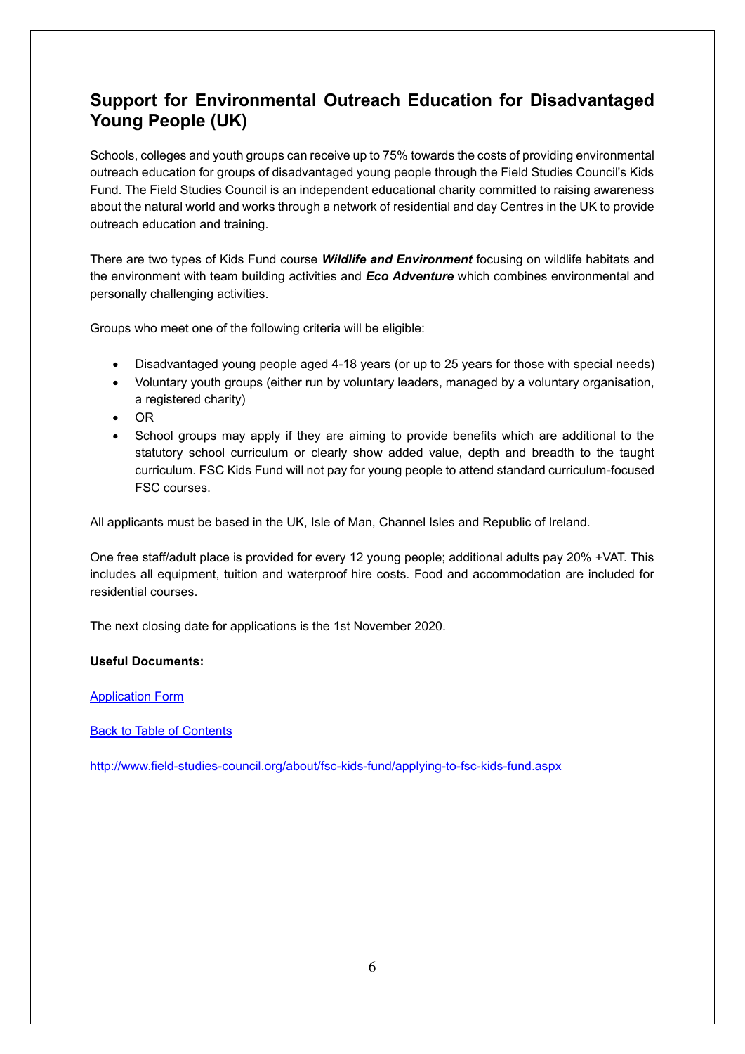## Support for Environmental Outreach Education for Disadvantaged Young People (UK)

Schools, colleges and youth groups can receive up to 75% towards the costs of providing environmental outreach education for groups of disadvantaged young people through the Field Studies Council's Kids Fund. The Field Studies Council is an independent educational charity committed to raising awareness about the natural world and works through a network of residential and day Centres in the UK to provide outreach education and training.

There are two types of Kids Fund course ***Wildlife and Environment*** focusing on wildlife habitats and the environment with team building activities and ***Eco Adventure*** which combines environmental and personally challenging activities.

Groups who meet one of the following criteria will be eligible:

- Disadvantaged young people aged 4-18 years (or up to 25 years for those with special needs)
- Voluntary youth groups (either run by voluntary leaders, managed by a voluntary organisation, a registered charity)
- OR
- School groups may apply if they are aiming to provide benefits which are additional to the statutory school curriculum or clearly show added value, depth and breadth to the taught curriculum. FSC Kids Fund will not pay for young people to attend standard curriculum-focused FSC courses.

All applicants must be based in the UK, Isle of Man, Channel Isles and Republic of Ireland.

One free staff/adult place is provided for every 12 young people; additional adults pay 20% +VAT. This includes all equipment, tuition and waterproof hire costs. Food and accommodation are included for residential courses.

The next closing date for applications is the 1st November 2020.

**Useful Documents:**

[Application Form]()

[Back to Table of Contents]()

[http://www.field-studies-council.org/about/fsc-kids-fund/applying-to-fsc-kids-fund.aspx](http://www.field-studies-council.org/about/fsc-kids-fund/applying-to-fsc-kids-fund.aspx)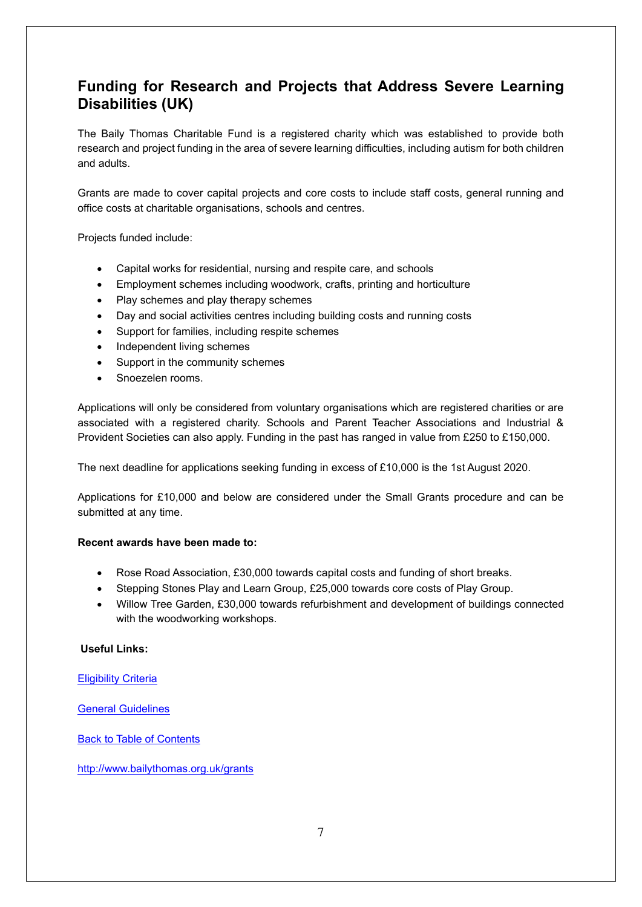## Funding for Research and Projects that Address Severe Learning Disabilities (UK)

The Baily Thomas Charitable Fund is a registered charity which was established to provide both research and project funding in the area of severe learning difficulties, including autism for both children and adults.

Grants are made to cover capital projects and core costs to include staff costs, general running and office costs at charitable organisations, schools and centres.

Projects funded include:

- Capital works for residential, nursing and respite care, and schools
- Employment schemes including woodwork, crafts, printing and horticulture
- Play schemes and play therapy schemes
- Day and social activities centres including building costs and running costs
- Support for families, including respite schemes
- Independent living schemes
- Support in the community schemes
- Snoezelen rooms.

Applications will only be considered from voluntary organisations which are registered charities or are associated with a registered charity. Schools and Parent Teacher Associations and Industrial & Provident Societies can also apply. Funding in the past has ranged in value from £250 to £150,000.

The next deadline for applications seeking funding in excess of £10,000 is the 1st August 2020.

Applications for £10,000 and below are considered under the Small Grants procedure and can be submitted at any time.

**Recent awards have been made to:**

- Rose Road Association, £30,000 towards capital costs and funding of short breaks.
- Stepping Stones Play and Learn Group, £25,000 towards core costs of Play Group.
- Willow Tree Garden, £30,000 towards refurbishment and development of buildings connected with the woodworking workshops.

**Useful Links:**

Eligibility Criteria

General Guidelines

Back to Table of Contents

http://www.bailythomas.org.uk/grants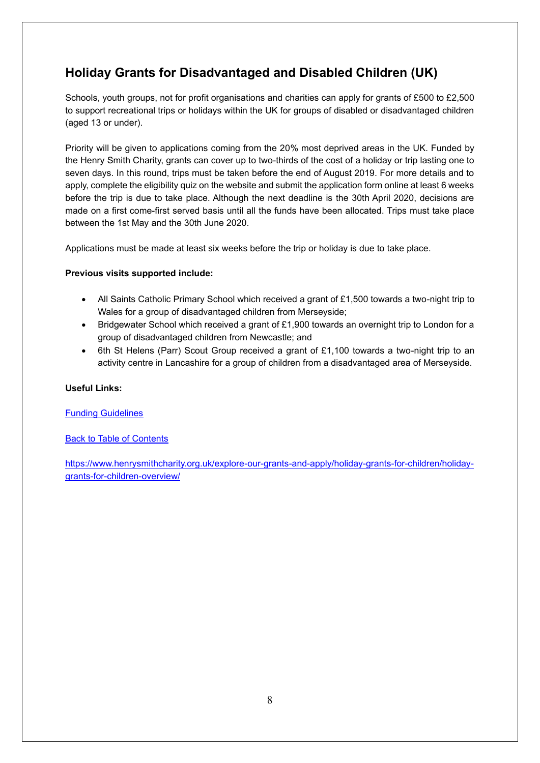## Holiday Grants for Disadvantaged and Disabled Children (UK)

Schools, youth groups, not for profit organisations and charities can apply for grants of £500 to £2,500 to support recreational trips or holidays within the UK for groups of disabled or disadvantaged children (aged 13 or under).

Priority will be given to applications coming from the 20% most deprived areas in the UK. Funded by the Henry Smith Charity, grants can cover up to two-thirds of the cost of a holiday or trip lasting one to seven days. In this round, trips must be taken before the end of August 2019. For more details and to apply, complete the eligibility quiz on the website and submit the application form online at least 6 weeks before the trip is due to take place. Although the next deadline is the 30th April 2020, decisions are made on a first come-first served basis until all the funds have been allocated. Trips must take place between the 1st May and the 30th June 2020.

Applications must be made at least six weeks before the trip or holiday is due to take place.

**Previous visits supported include:**

- All Saints Catholic Primary School which received a grant of £1,500 towards a two-night trip to Wales for a group of disadvantaged children from Merseyside;
- Bridgewater School which received a grant of £1,900 towards an overnight trip to London for a group of disadvantaged children from Newcastle; and
- 6th St Helens (Parr) Scout Group received a grant of £1,100 towards a two-night trip to an activity centre in Lancashire for a group of children from a disadvantaged area of Merseyside.

**Useful Links:**

Funding Guidelines

Back to Table of Contents

https://www.henrysmithcharity.org.uk/explore-our-grants-and-apply/holiday-grants-for-children/holiday-grants-for-children-overview/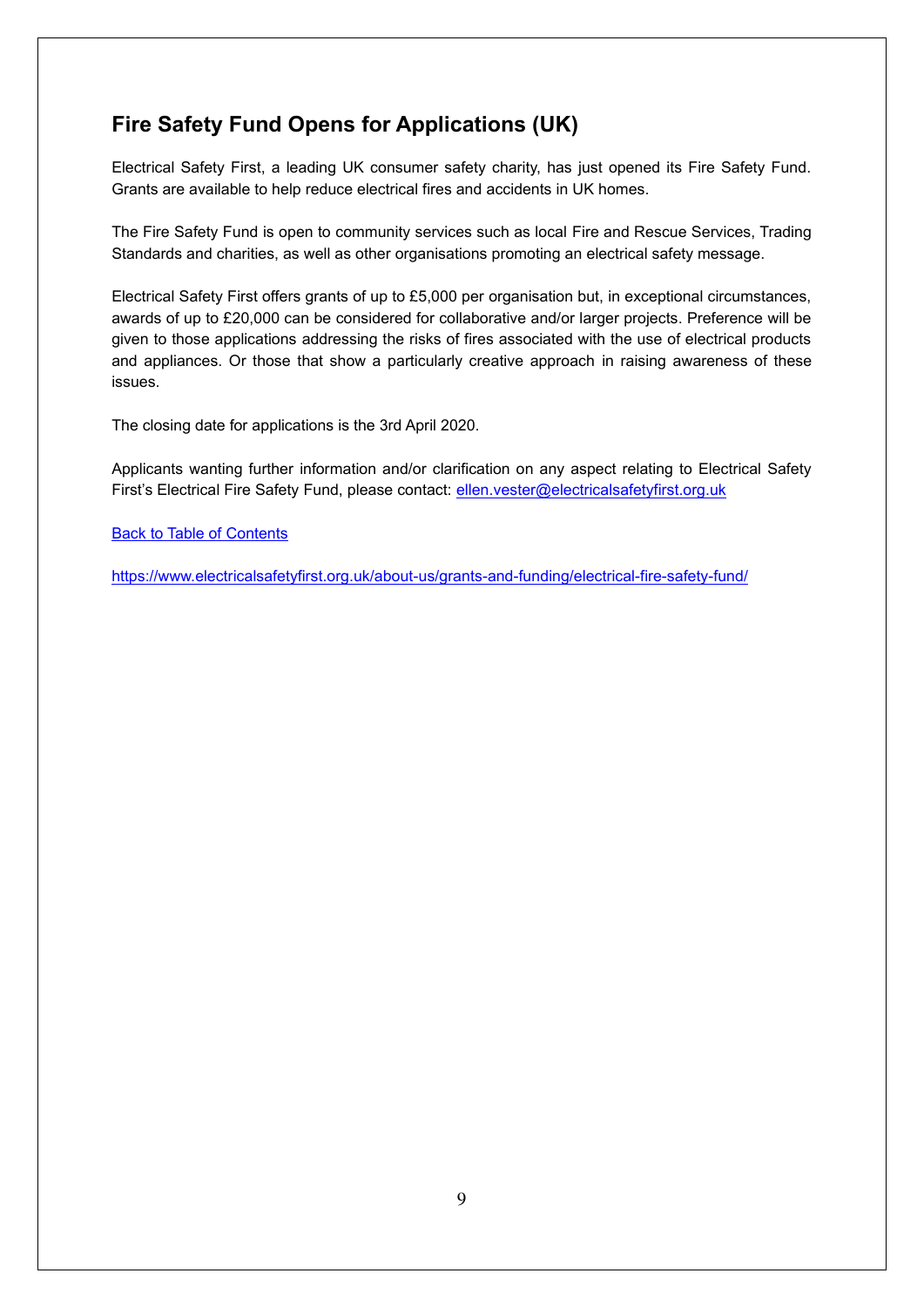## Fire Safety Fund Opens for Applications (UK)

Electrical Safety First, a leading UK consumer safety charity, has just opened its Fire Safety Fund. Grants are available to help reduce electrical fires and accidents in UK homes.

The Fire Safety Fund is open to community services such as local Fire and Rescue Services, Trading Standards and charities, as well as other organisations promoting an electrical safety message.

Electrical Safety First offers grants of up to £5,000 per organisation but, in exceptional circumstances, awards of up to £20,000 can be considered for collaborative and/or larger projects. Preference will be given to those applications addressing the risks of fires associated with the use of electrical products and appliances. Or those that show a particularly creative approach in raising awareness of these issues.

The closing date for applications is the 3rd April 2020.

Applicants wanting further information and/or clarification on any aspect relating to Electrical Safety First's Electrical Fire Safety Fund, please contact: ellen.vester@electricalsafetyfirst.org.uk

Back to Table of Contents

https://www.electricalsafetyfirst.org.uk/about-us/grants-and-funding/electrical-fire-safety-fund/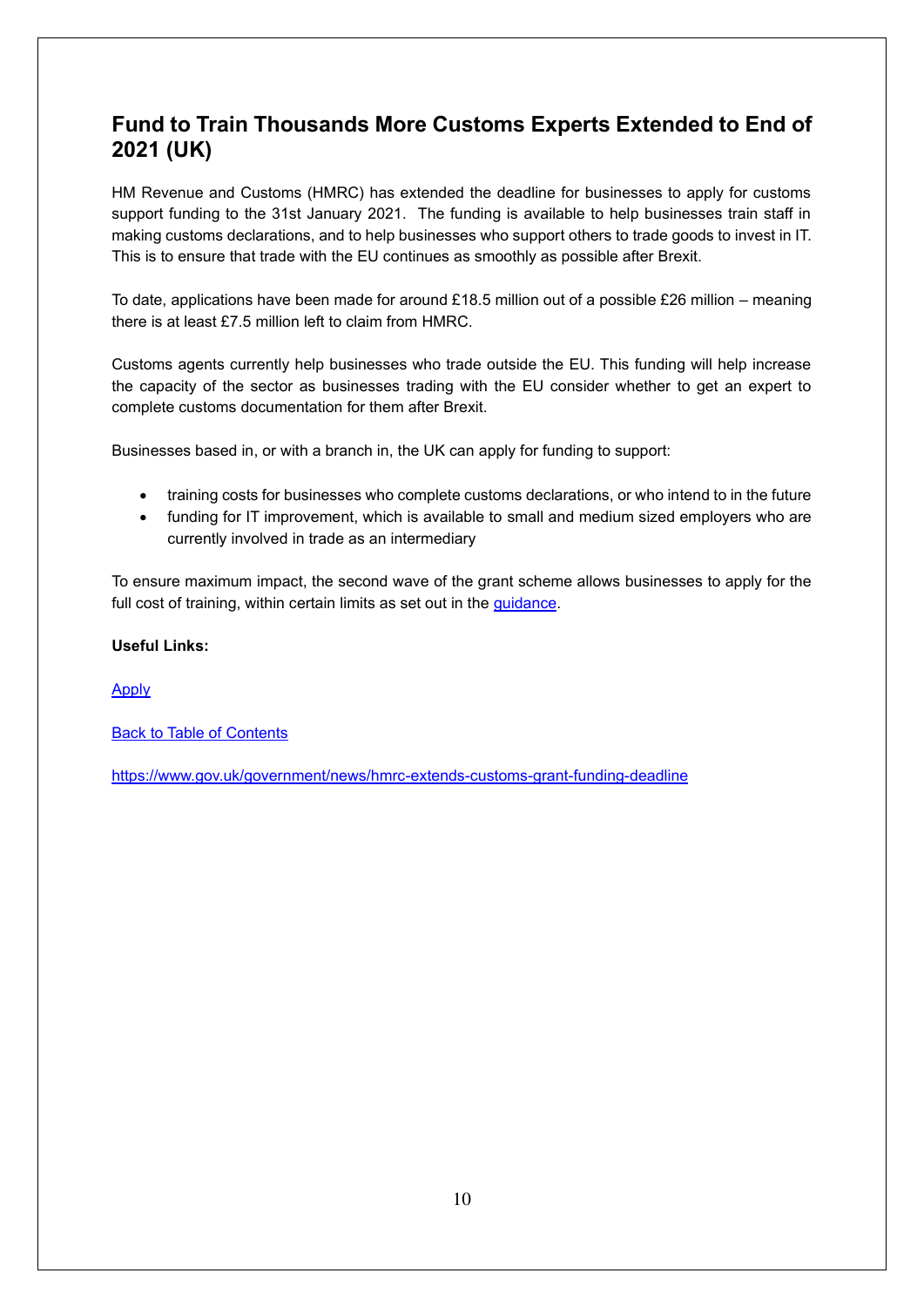## Fund to Train Thousands More Customs Experts Extended to End of 2021 (UK)

HM Revenue and Customs (HMRC) has extended the deadline for businesses to apply for customs support funding to the 31st January 2021. The funding is available to help businesses train staff in making customs declarations, and to help businesses who support others to trade goods to invest in IT. This is to ensure that trade with the EU continues as smoothly as possible after Brexit.

To date, applications have been made for around £18.5 million out of a possible £26 million – meaning there is at least £7.5 million left to claim from HMRC.

Customs agents currently help businesses who trade outside the EU. This funding will help increase the capacity of the sector as businesses trading with the EU consider whether to get an expert to complete customs documentation for them after Brexit.

Businesses based in, or with a branch in, the UK can apply for funding to support:

- training costs for businesses who complete customs declarations, or who intend to in the future
- funding for IT improvement, which is available to small and medium sized employers who are currently involved in trade as an intermediary

To ensure maximum impact, the second wave of the grant scheme allows businesses to apply for the full cost of training, within certain limits as set out in the guidance.

**Useful Links:**

Apply

Back to Table of Contents

https://www.gov.uk/government/news/hmrc-extends-customs-grant-funding-deadline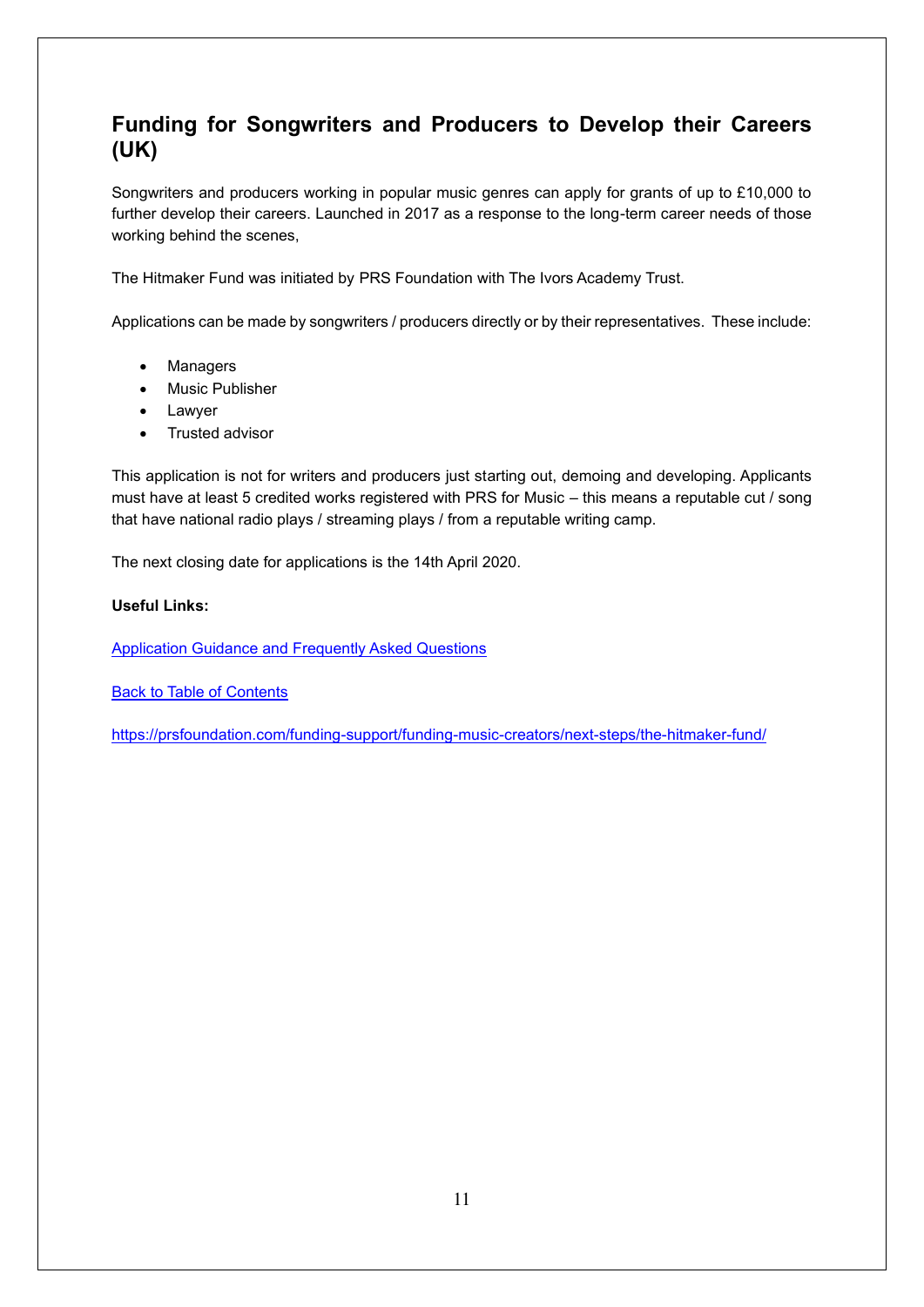## Funding for Songwriters and Producers to Develop their Careers (UK)

Songwriters and producers working in popular music genres can apply for grants of up to £10,000 to further develop their careers. Launched in 2017 as a response to the long-term career needs of those working behind the scenes,

The Hitmaker Fund was initiated by PRS Foundation with The Ivors Academy Trust.

Applications can be made by songwriters / producers directly or by their representatives. These include:

- Managers
- Music Publisher
- Lawyer
- Trusted advisor

This application is not for writers and producers just starting out, demoing and developing. Applicants must have at least 5 credited works registered with PRS for Music – this means a reputable cut / song that have national radio plays / streaming plays / from a reputable writing camp.

The next closing date for applications is the 14th April 2020.

**Useful Links:**

Application Guidance and Frequently Asked Questions

Back to Table of Contents

https://prsfoundation.com/funding-support/funding-music-creators/next-steps/the-hitmaker-fund/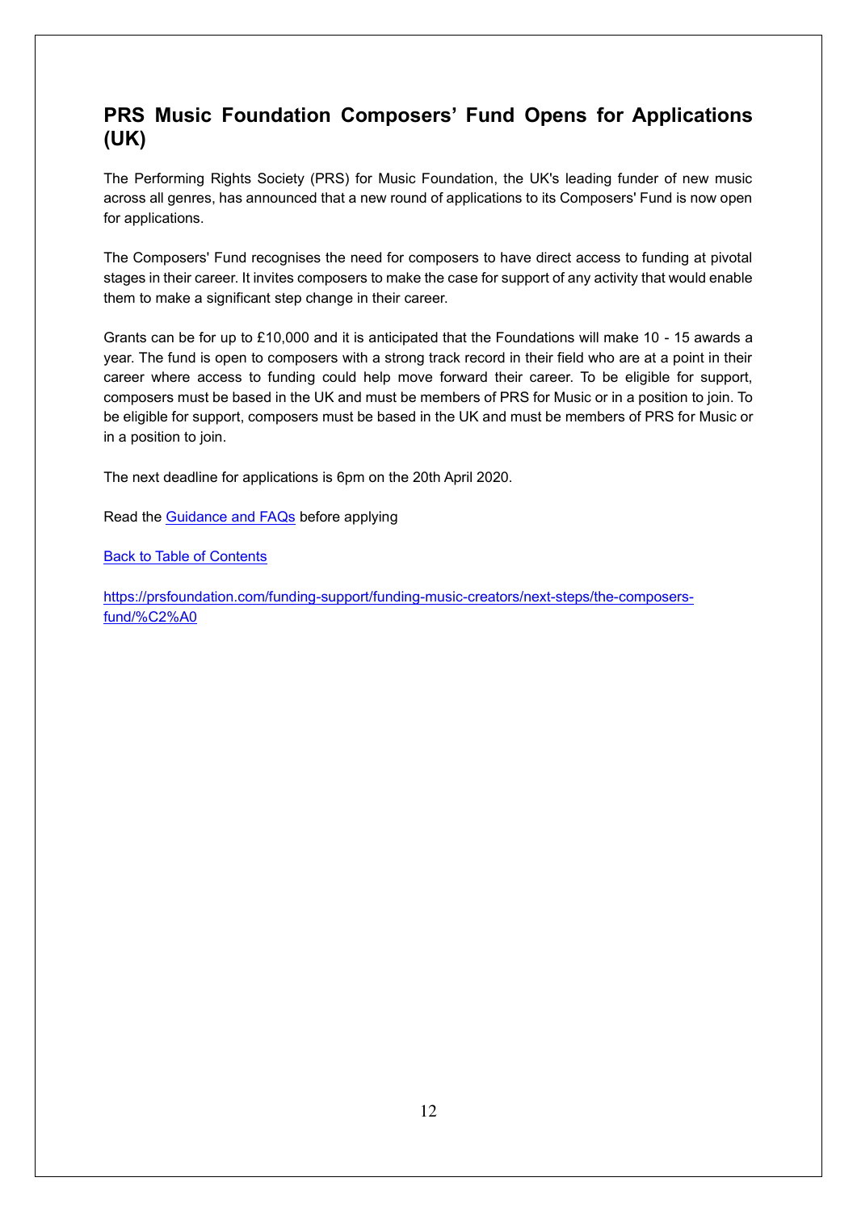## PRS Music Foundation Composers' Fund Opens for Applications (UK)

The Performing Rights Society (PRS) for Music Foundation, the UK's leading funder of new music across all genres, has announced that a new round of applications to its Composers' Fund is now open for applications.

The Composers' Fund recognises the need for composers to have direct access to funding at pivotal stages in their career. It invites composers to make the case for support of any activity that would enable them to make a significant step change in their career.

Grants can be for up to £10,000 and it is anticipated that the Foundations will make 10 - 15 awards a year. The fund is open to composers with a strong track record in their field who are at a point in their career where access to funding could help move forward their career. To be eligible for support, composers must be based in the UK and must be members of PRS for Music or in a position to join. To be eligible for support, composers must be based in the UK and must be members of PRS for Music or in a position to join.

The next deadline for applications is 6pm on the 20th April 2020.

Read the Guidance and FAQs before applying

Back to Table of Contents

https://prsfoundation.com/funding-support/funding-music-creators/next-steps/the-composers-fund/%C2%A0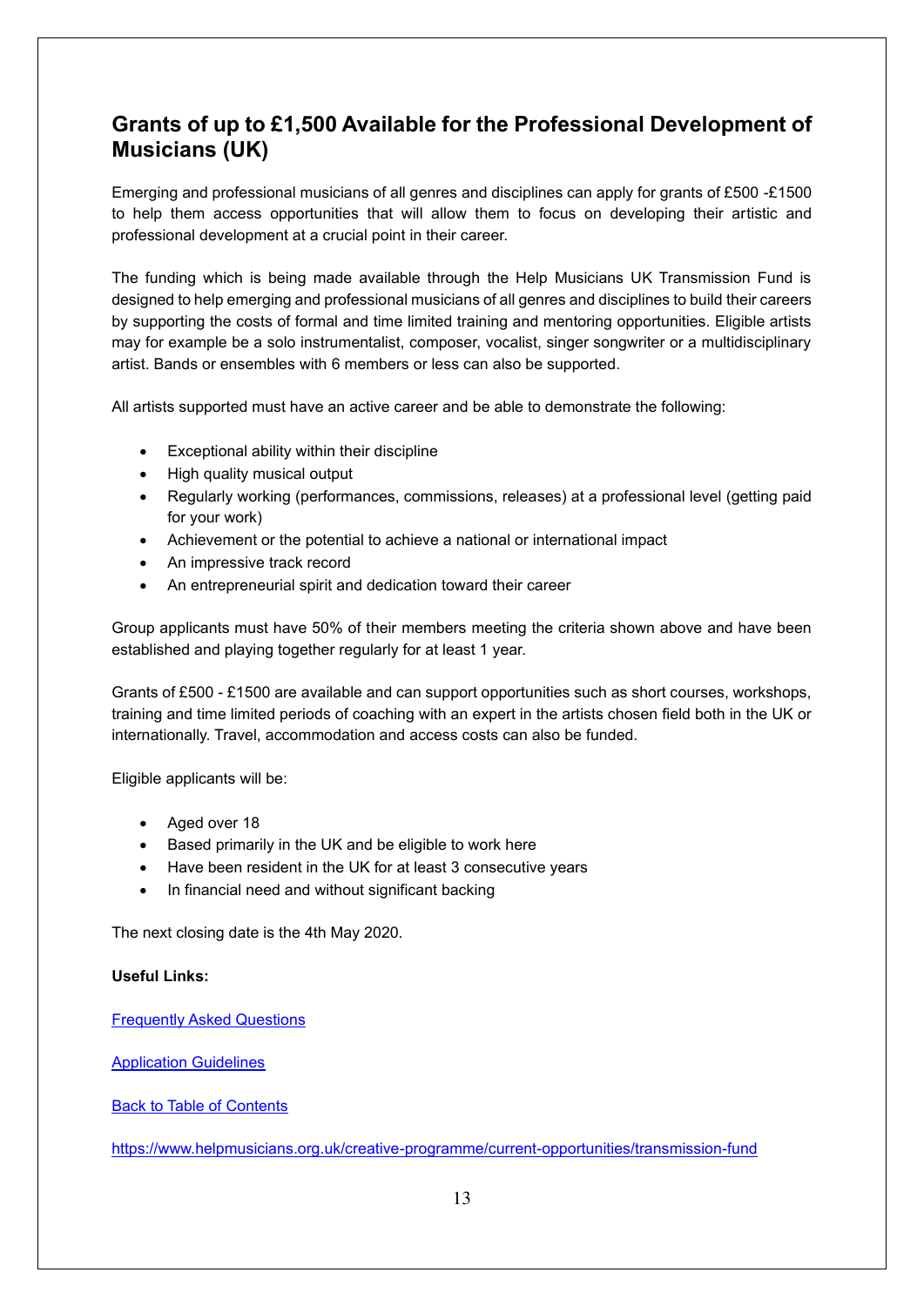## Grants of up to £1,500 Available for the Professional Development of Musicians (UK)

Emerging and professional musicians of all genres and disciplines can apply for grants of £500 -£1500 to help them access opportunities that will allow them to focus on developing their artistic and professional development at a crucial point in their career.

The funding which is being made available through the Help Musicians UK Transmission Fund is designed to help emerging and professional musicians of all genres and disciplines to build their careers by supporting the costs of formal and time limited training and mentoring opportunities. Eligible artists may for example be a solo instrumentalist, composer, vocalist, singer songwriter or a multidisciplinary artist. Bands or ensembles with 6 members or less can also be supported.

All artists supported must have an active career and be able to demonstrate the following:

- Exceptional ability within their discipline
- High quality musical output
- Regularly working (performances, commissions, releases) at a professional level (getting paid for your work)
- Achievement or the potential to achieve a national or international impact
- An impressive track record
- An entrepreneurial spirit and dedication toward their career

Group applicants must have 50% of their members meeting the criteria shown above and have been established and playing together regularly for at least 1 year.

Grants of £500 - £1500 are available and can support opportunities such as short courses, workshops, training and time limited periods of coaching with an expert in the artists chosen field both in the UK or internationally. Travel, accommodation and access costs can also be funded.

Eligible applicants will be:

- Aged over 18
- Based primarily in the UK and be eligible to work here
- Have been resident in the UK for at least 3 consecutive years
- In financial need and without significant backing

The next closing date is the 4th May 2020.

**Useful Links:**

Frequently Asked Questions

Application Guidelines

Back to Table of Contents

https://www.helpmusicians.org.uk/creative-programme/current-opportunities/transmission-fund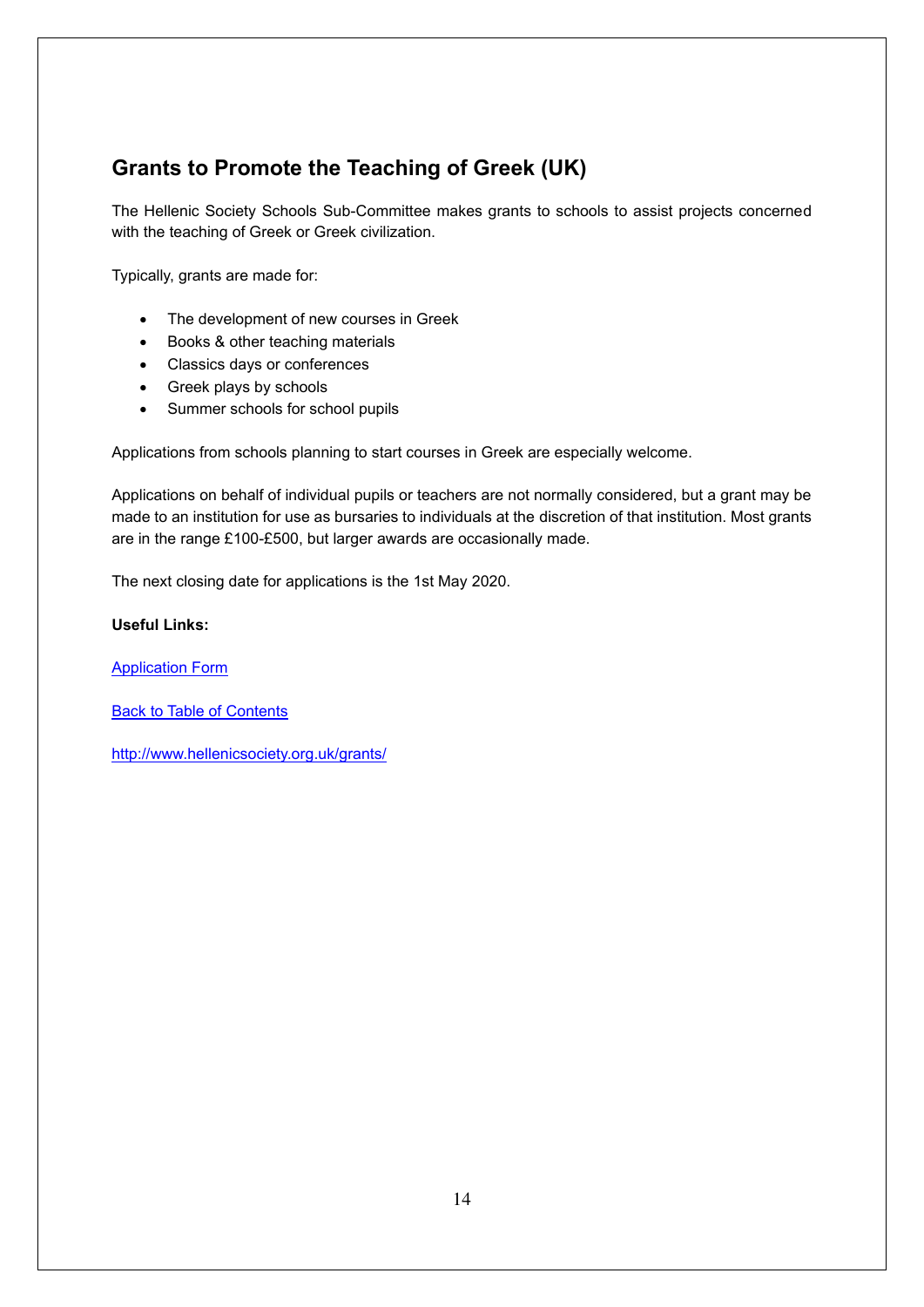## Grants to Promote the Teaching of Greek (UK)

The Hellenic Society Schools Sub-Committee makes grants to schools to assist projects concerned with the teaching of Greek or Greek civilization.

Typically, grants are made for:

- The development of new courses in Greek
- Books & other teaching materials
- Classics days or conferences
- Greek plays by schools
- Summer schools for school pupils

Applications from schools planning to start courses in Greek are especially welcome.

Applications on behalf of individual pupils or teachers are not normally considered, but a grant may be made to an institution for use as bursaries to individuals at the discretion of that institution. Most grants are in the range £100-£500, but larger awards are occasionally made.

The next closing date for applications is the 1st May 2020.

**Useful Links:**

Application Form

Back to Table of Contents

http://www.hellenicsociety.org.uk/grants/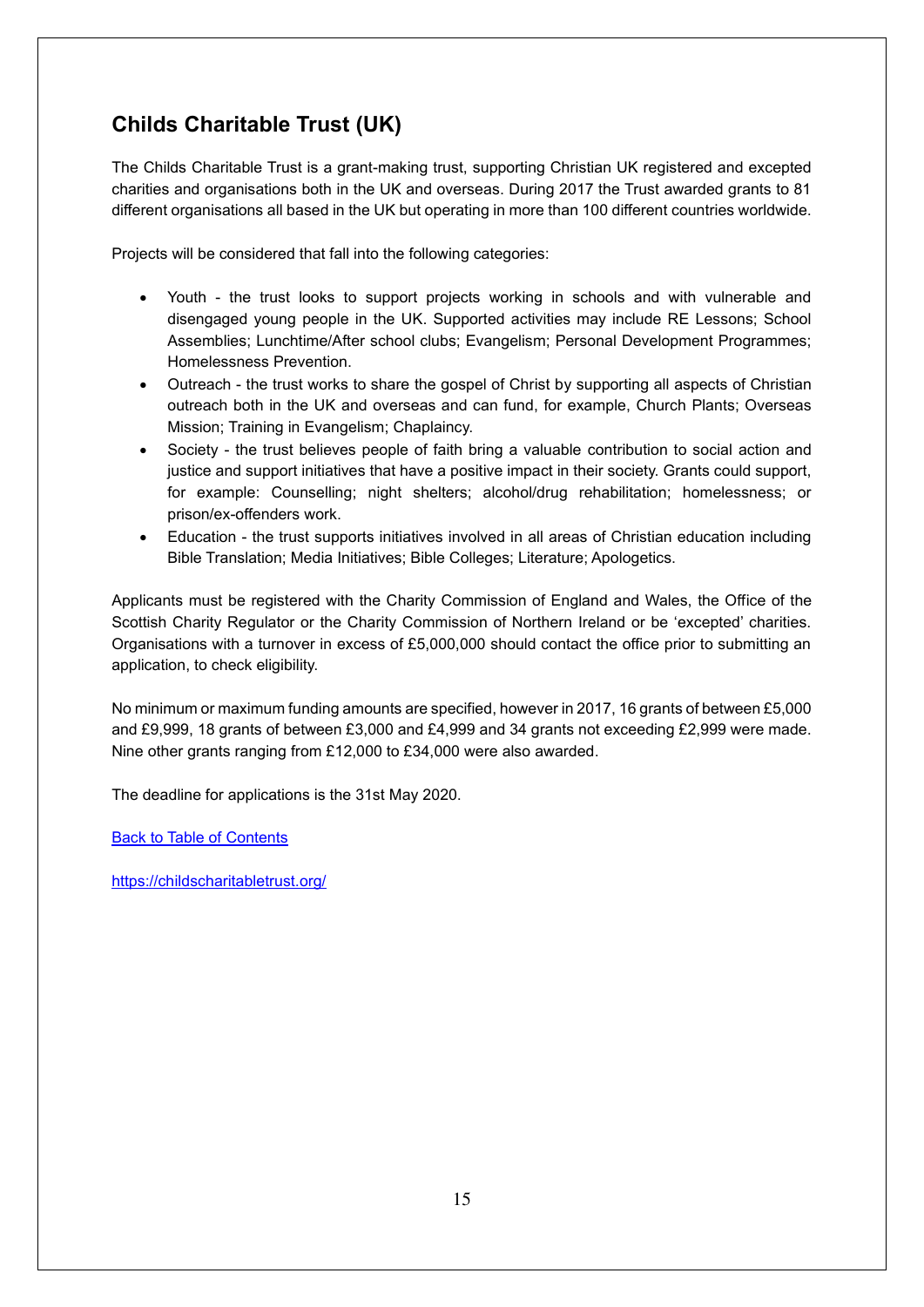## Childs Charitable Trust (UK)

The Childs Charitable Trust is a grant-making trust, supporting Christian UK registered and excepted charities and organisations both in the UK and overseas. During 2017 the Trust awarded grants to 81 different organisations all based in the UK but operating in more than 100 different countries worldwide.

Projects will be considered that fall into the following categories:

- Youth - the trust looks to support projects working in schools and with vulnerable and disengaged young people in the UK. Supported activities may include RE Lessons; School Assemblies; Lunchtime/After school clubs; Evangelism; Personal Development Programmes; Homelessness Prevention.
- Outreach - the trust works to share the gospel of Christ by supporting all aspects of Christian outreach both in the UK and overseas and can fund, for example, Church Plants; Overseas Mission; Training in Evangelism; Chaplaincy.
- Society - the trust believes people of faith bring a valuable contribution to social action and justice and support initiatives that have a positive impact in their society. Grants could support, for example: Counselling; night shelters; alcohol/drug rehabilitation; homelessness; or prison/ex-offenders work.
- Education - the trust supports initiatives involved in all areas of Christian education including Bible Translation; Media Initiatives; Bible Colleges; Literature; Apologetics.

Applicants must be registered with the Charity Commission of England and Wales, the Office of the Scottish Charity Regulator or the Charity Commission of Northern Ireland or be 'excepted' charities. Organisations with a turnover in excess of £5,000,000 should contact the office prior to submitting an application, to check eligibility.

No minimum or maximum funding amounts are specified, however in 2017, 16 grants of between £5,000 and £9,999, 18 grants of between £3,000 and £4,999 and 34 grants not exceeding £2,999 were made. Nine other grants ranging from £12,000 to £34,000 were also awarded.

The deadline for applications is the 31st May 2020.

[Back to Table of Contents]

https://childscharitabletrust.org/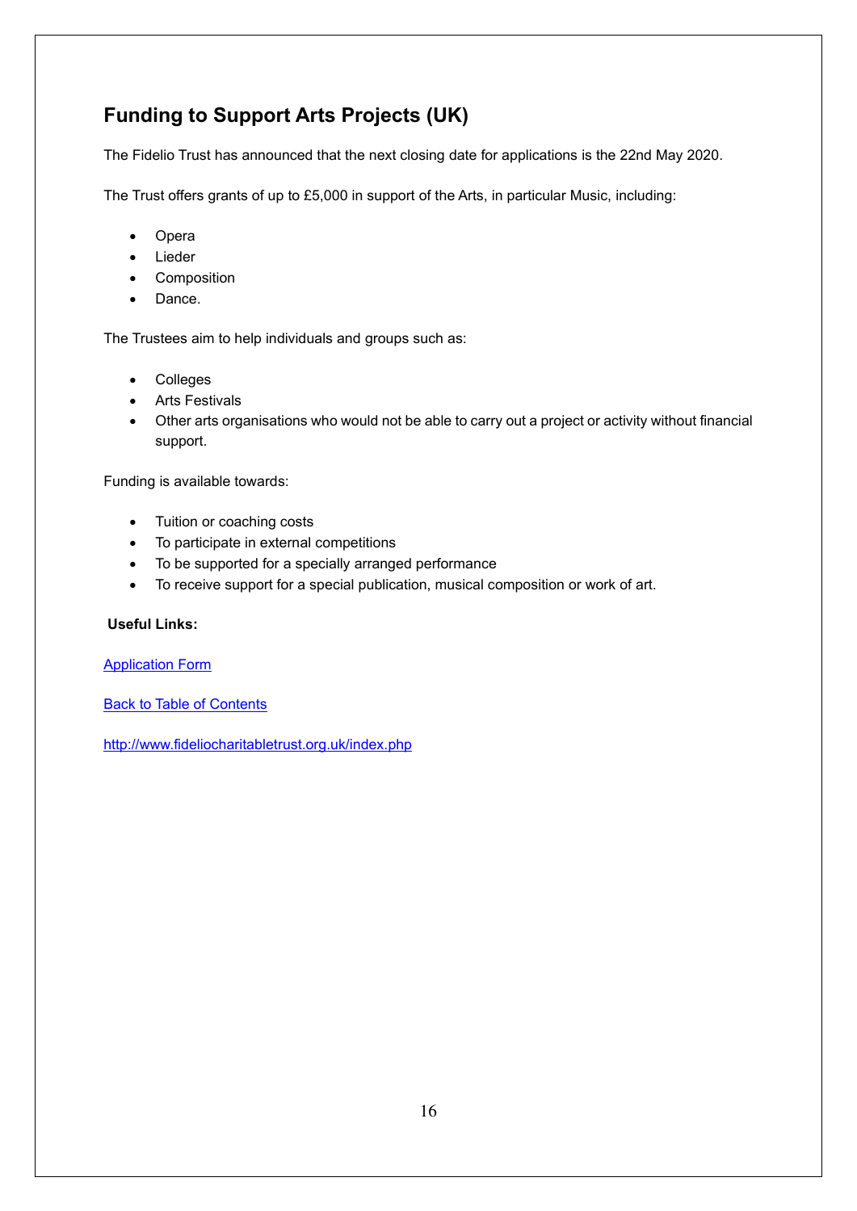## Funding to Support Arts Projects (UK)

The Fidelio Trust has announced that the next closing date for applications is the 22nd May 2020.

The Trust offers grants of up to £5,000 in support of the Arts, in particular Music, including:

- Opera
- Lieder
- Composition
- Dance.

The Trustees aim to help individuals and groups such as:

- Colleges
- Arts Festivals
- Other arts organisations who would not be able to carry out a project or activity without financial support.

Funding is available towards:

- Tuition or coaching costs
- To participate in external competitions
- To be supported for a specially arranged performance
- To receive support for a special publication, musical composition or work of art.

**Useful Links:**

Application Form

Back to Table of Contents

http://www.fideliocharitabletrust.org.uk/index.php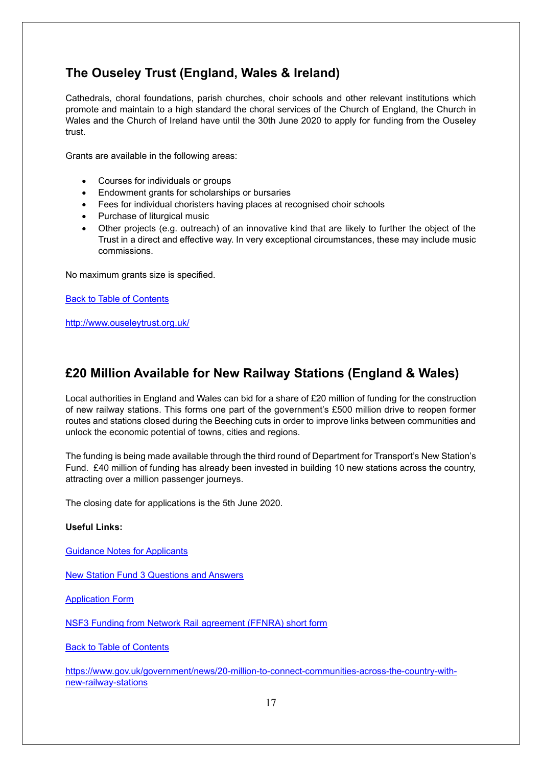## The Ouseley Trust (England, Wales & Ireland)

Cathedrals, choral foundations, parish churches, choir schools and other relevant institutions which promote and maintain to a high standard the choral services of the Church of England, the Church in Wales and the Church of Ireland have until the 30th June 2020 to apply for funding from the Ouseley trust.

Grants are available in the following areas:

- Courses for individuals or groups
- Endowment grants for scholarships or bursaries
- Fees for individual choristers having places at recognised choir schools
- Purchase of liturgical music
- Other projects (e.g. outreach) of an innovative kind that are likely to further the object of the Trust in a direct and effective way. In very exceptional circumstances, these may include music commissions.

No maximum grants size is specified.

Back to Table of Contents

http://www.ouseleytrust.org.uk/

## £20 Million Available for New Railway Stations (England & Wales)

Local authorities in England and Wales can bid for a share of £20 million of funding for the construction of new railway stations. This forms one part of the government's £500 million drive to reopen former routes and stations closed during the Beeching cuts in order to improve links between communities and unlock the economic potential of towns, cities and regions.

The funding is being made available through the third round of Department for Transport's New Station's Fund. £40 million of funding has already been invested in building 10 new stations across the country, attracting over a million passenger journeys.

The closing date for applications is the 5th June 2020.

**Useful Links:**

Guidance Notes for Applicants

New Station Fund 3 Questions and Answers

Application Form

NSF3 Funding from Network Rail agreement (FFNRA) short form

Back to Table of Contents

https://www.gov.uk/government/news/20-million-to-connect-communities-across-the-country-with-new-railway-stations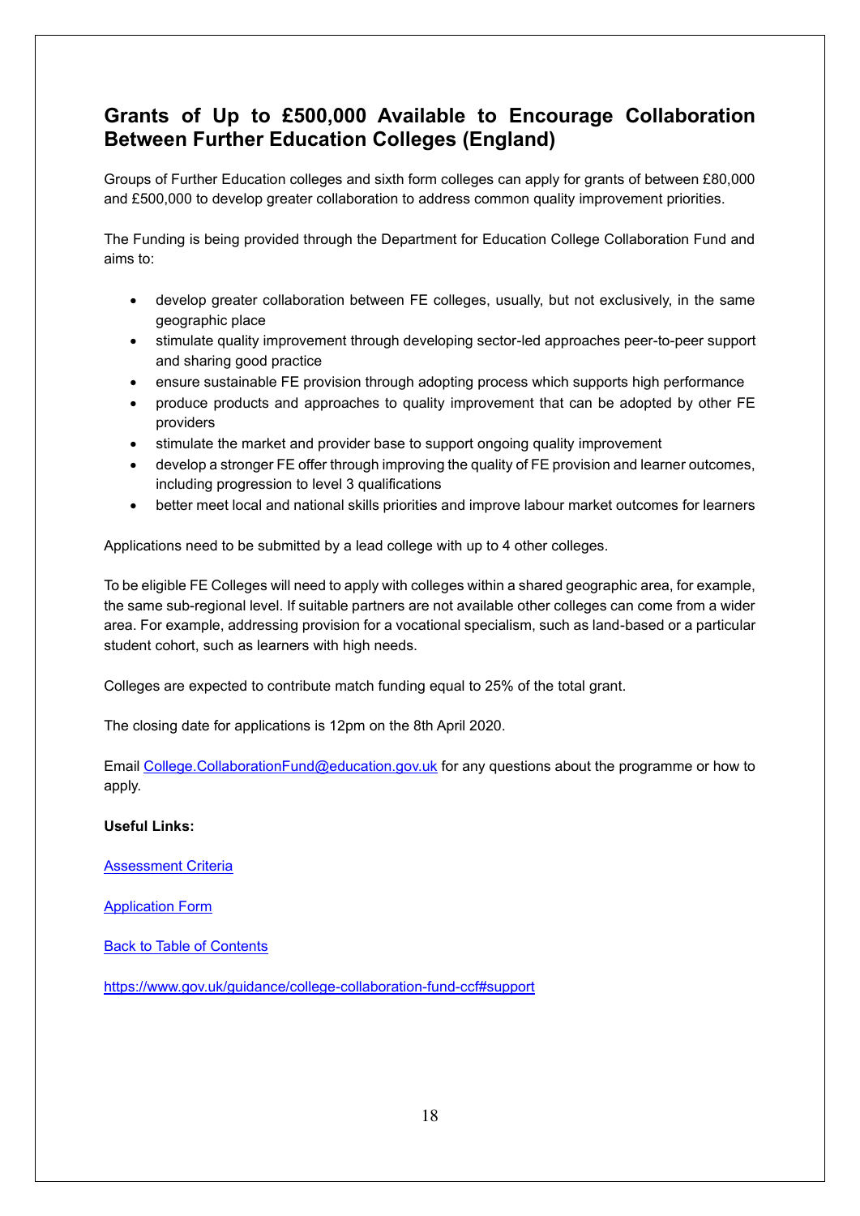## Grants of Up to £500,000 Available to Encourage Collaboration Between Further Education Colleges (England)

Groups of Further Education colleges and sixth form colleges can apply for grants of between £80,000 and £500,000 to develop greater collaboration to address common quality improvement priorities.

The Funding is being provided through the Department for Education College Collaboration Fund and aims to:

- develop greater collaboration between FE colleges, usually, but not exclusively, in the same geographic place
- stimulate quality improvement through developing sector-led approaches peer-to-peer support and sharing good practice
- ensure sustainable FE provision through adopting process which supports high performance
- produce products and approaches to quality improvement that can be adopted by other FE providers
- stimulate the market and provider base to support ongoing quality improvement
- develop a stronger FE offer through improving the quality of FE provision and learner outcomes, including progression to level 3 qualifications
- better meet local and national skills priorities and improve labour market outcomes for learners

Applications need to be submitted by a lead college with up to 4 other colleges.

To be eligible FE Colleges will need to apply with colleges within a shared geographic area, for example, the same sub-regional level. If suitable partners are not available other colleges can come from a wider area. For example, addressing provision for a vocational specialism, such as land-based or a particular student cohort, such as learners with high needs.

Colleges are expected to contribute match funding equal to 25% of the total grant.

The closing date for applications is 12pm on the 8th April 2020.

Email College.CollaborationFund@education.gov.uk for any questions about the programme or how to apply.

**Useful Links:**

Assessment Criteria

Application Form

Back to Table of Contents

https://www.gov.uk/guidance/college-collaboration-fund-ccf#support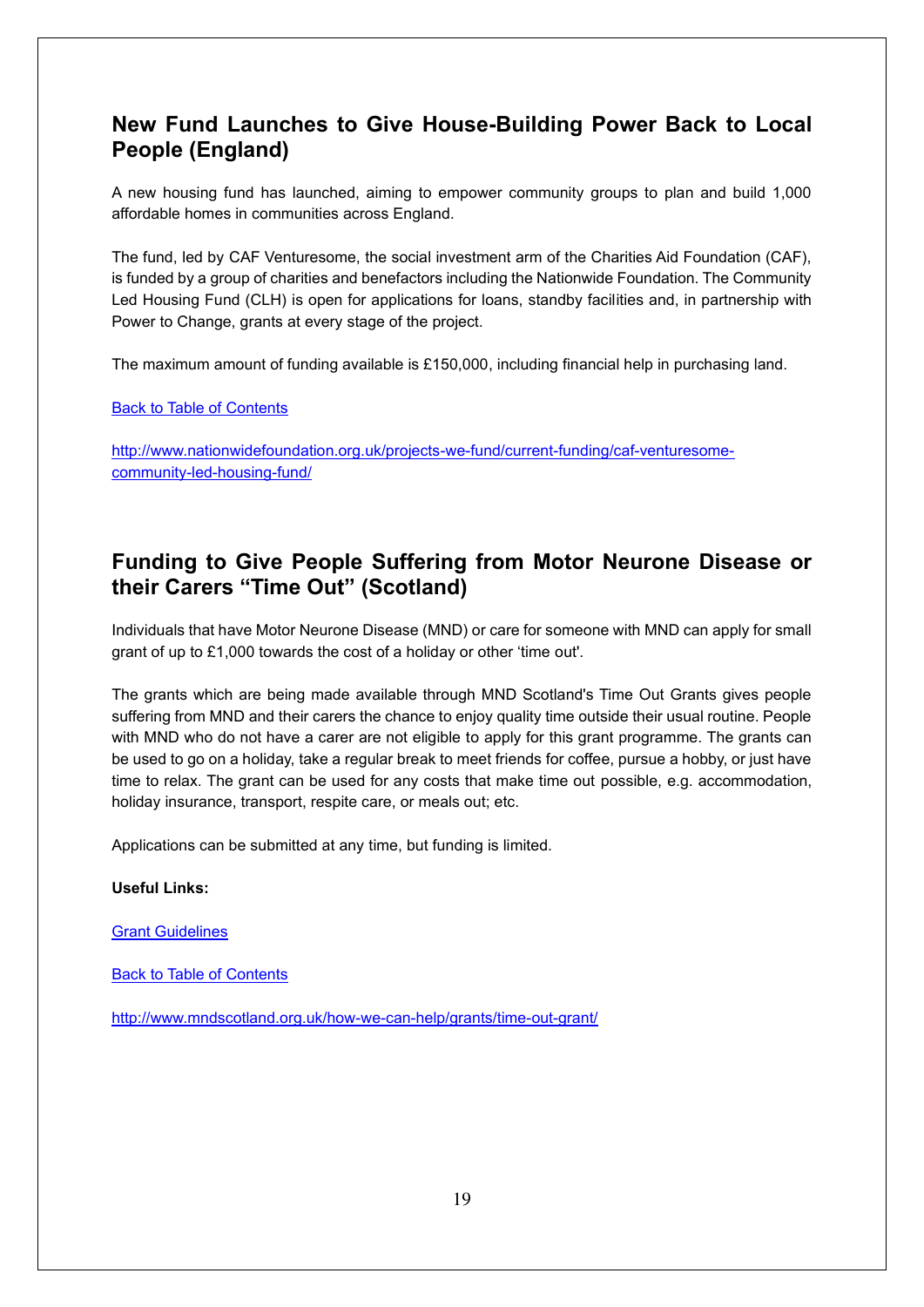## New Fund Launches to Give House-Building Power Back to Local People (England)

A new housing fund has launched, aiming to empower community groups to plan and build 1,000 affordable homes in communities across England.

The fund, led by CAF Venturesome, the social investment arm of the Charities Aid Foundation (CAF), is funded by a group of charities and benefactors including the Nationwide Foundation. The Community Led Housing Fund (CLH) is open for applications for loans, standby facilities and, in partnership with Power to Change, grants at every stage of the project.

The maximum amount of funding available is £150,000, including financial help in purchasing land.

[Back to Table of Contents]

http://www.nationwidefoundation.org.uk/projects-we-fund/current-funding/caf-venturesome-community-led-housing-fund/

## Funding to Give People Suffering from Motor Neurone Disease or their Carers "Time Out" (Scotland)

Individuals that have Motor Neurone Disease (MND) or care for someone with MND can apply for small grant of up to £1,000 towards the cost of a holiday or other 'time out'.

The grants which are being made available through MND Scotland's Time Out Grants gives people suffering from MND and their carers the chance to enjoy quality time outside their usual routine. People with MND who do not have a carer are not eligible to apply for this grant programme. The grants can be used to go on a holiday, take a regular break to meet friends for coffee, pursue a hobby, or just have time to relax. The grant can be used for any costs that make time out possible, e.g. accommodation, holiday insurance, transport, respite care, or meals out; etc.

Applications can be submitted at any time, but funding is limited.

**Useful Links:**

[Grant Guidelines]

[Back to Table of Contents]

http://www.mndscotland.org.uk/how-we-can-help/grants/time-out-grant/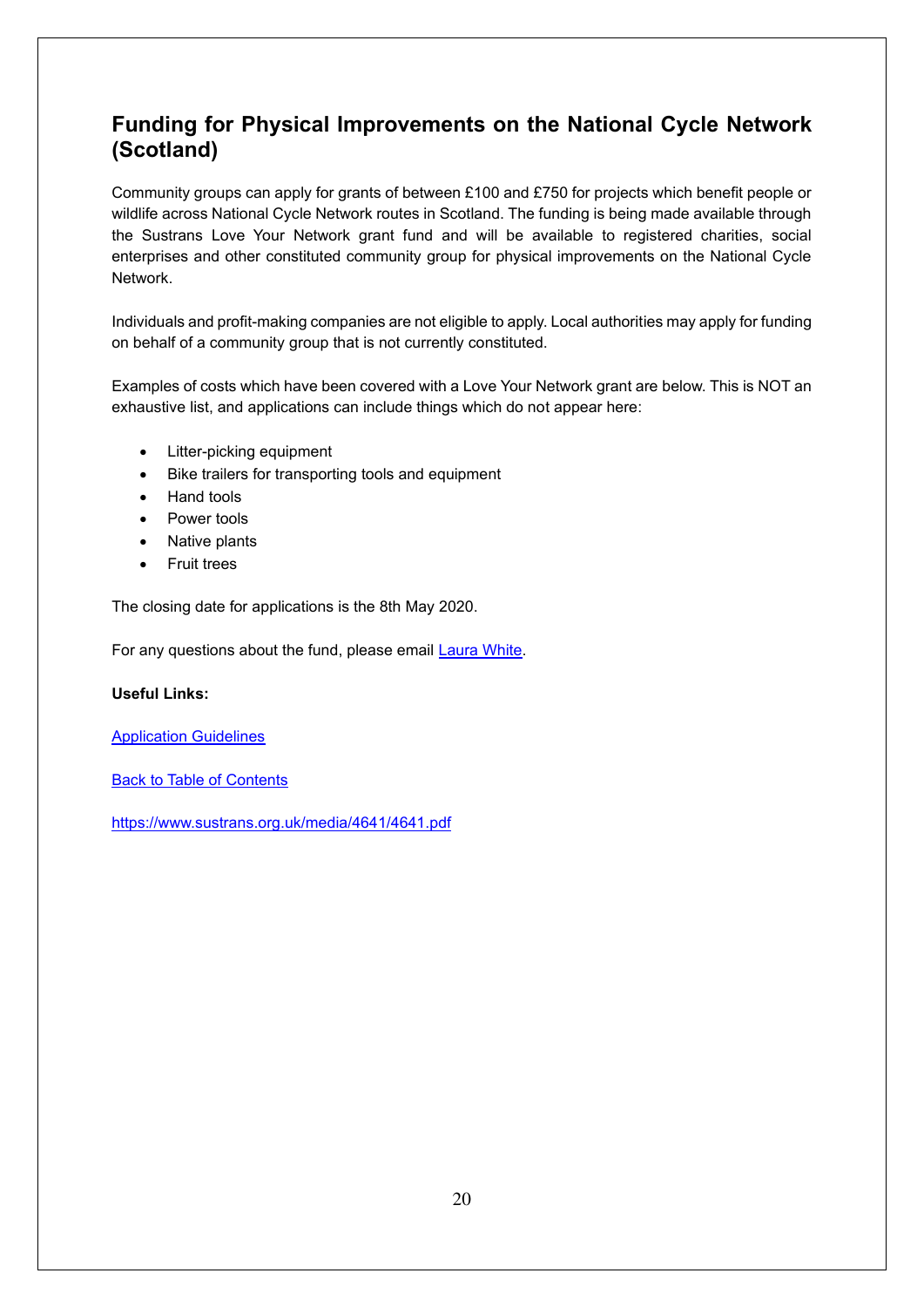## Funding for Physical Improvements on the National Cycle Network (Scotland)

Community groups can apply for grants of between £100 and £750 for projects which benefit people or wildlife across National Cycle Network routes in Scotland. The funding is being made available through the Sustrans Love Your Network grant fund and will be available to registered charities, social enterprises and other constituted community group for physical improvements on the National Cycle Network.

Individuals and profit-making companies are not eligible to apply. Local authorities may apply for funding on behalf of a community group that is not currently constituted.

Examples of costs which have been covered with a Love Your Network grant are below. This is NOT an exhaustive list, and applications can include things which do not appear here:

- Litter-picking equipment
- Bike trailers for transporting tools and equipment
- Hand tools
- Power tools
- Native plants
- Fruit trees

The closing date for applications is the 8th May 2020.

For any questions about the fund, please email Laura White.

**Useful Links:**

Application Guidelines

Back to Table of Contents

https://www.sustrans.org.uk/media/4641/4641.pdf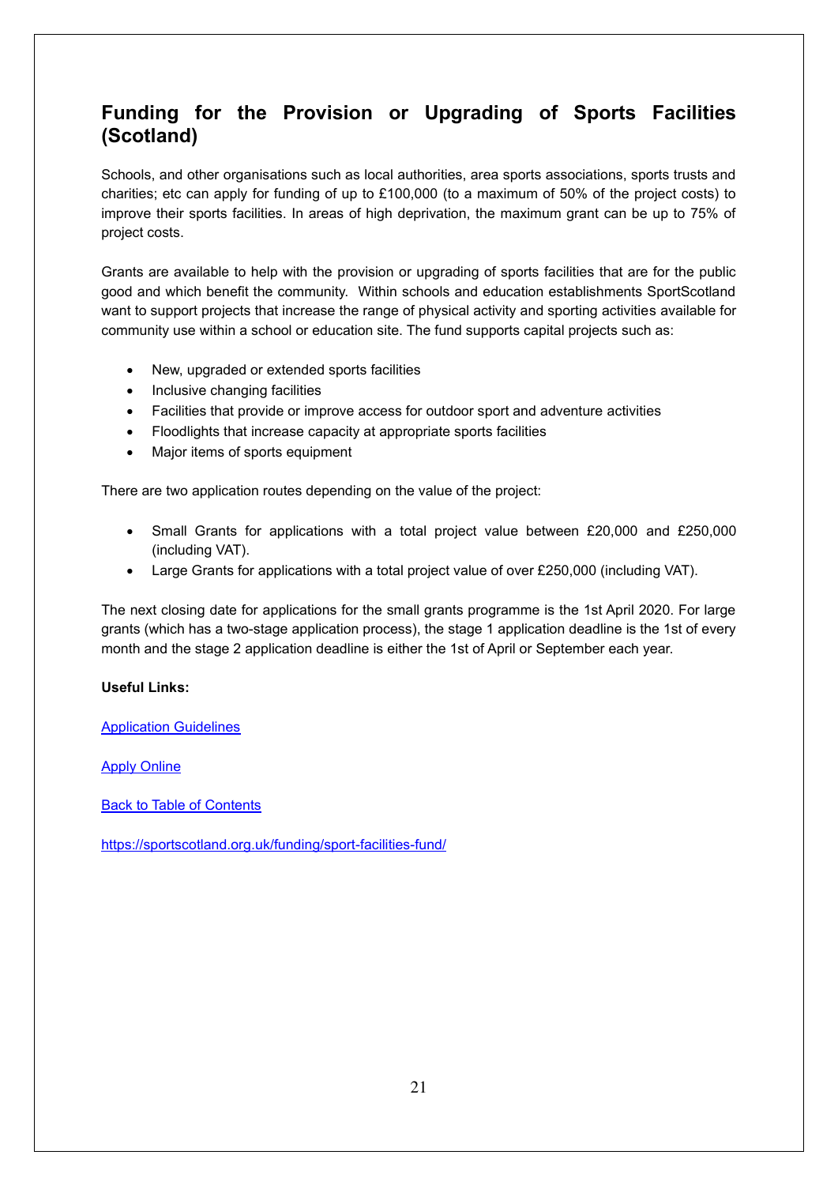## Funding for the Provision or Upgrading of Sports Facilities (Scotland)

Schools, and other organisations such as local authorities, area sports associations, sports trusts and charities; etc can apply for funding of up to £100,000 (to a maximum of 50% of the project costs) to improve their sports facilities. In areas of high deprivation, the maximum grant can be up to 75% of project costs.

Grants are available to help with the provision or upgrading of sports facilities that are for the public good and which benefit the community. Within schools and education establishments SportScotland want to support projects that increase the range of physical activity and sporting activities available for community use within a school or education site. The fund supports capital projects such as:

- New, upgraded or extended sports facilities
- Inclusive changing facilities
- Facilities that provide or improve access for outdoor sport and adventure activities
- Floodlights that increase capacity at appropriate sports facilities
- Major items of sports equipment

There are two application routes depending on the value of the project:

- Small Grants for applications with a total project value between £20,000 and £250,000 (including VAT).
- Large Grants for applications with a total project value of over £250,000 (including VAT).

The next closing date for applications for the small grants programme is the 1st April 2020. For large grants (which has a two-stage application process), the stage 1 application deadline is the 1st of every month and the stage 2 application deadline is either the 1st of April or September each year.

**Useful Links:**

Application Guidelines

Apply Online

Back to Table of Contents

https://sportscotland.org.uk/funding/sport-facilities-fund/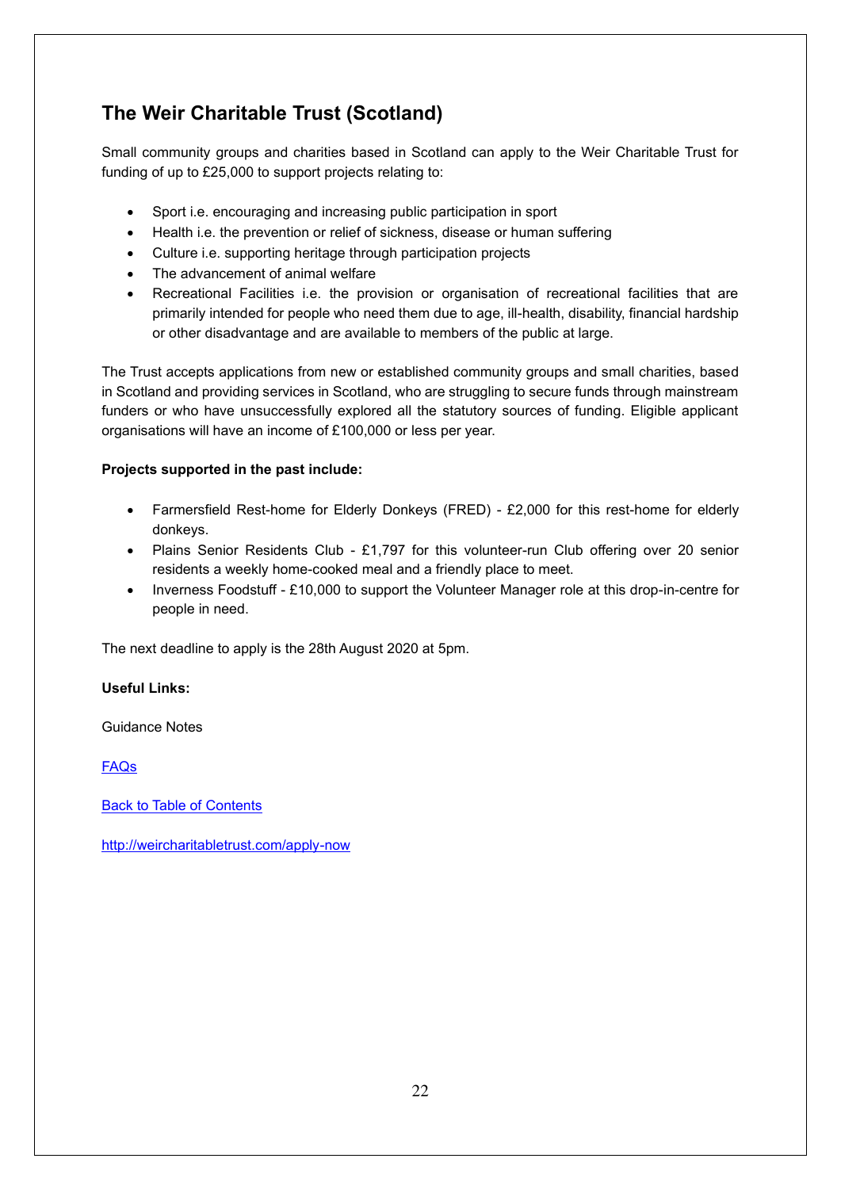## The Weir Charitable Trust (Scotland)

Small community groups and charities based in Scotland can apply to the Weir Charitable Trust for funding of up to £25,000 to support projects relating to:

- Sport i.e. encouraging and increasing public participation in sport
- Health i.e. the prevention or relief of sickness, disease or human suffering
- Culture i.e. supporting heritage through participation projects
- The advancement of animal welfare
- Recreational Facilities i.e. the provision or organisation of recreational facilities that are primarily intended for people who need them due to age, ill-health, disability, financial hardship or other disadvantage and are available to members of the public at large.

The Trust accepts applications from new or established community groups and small charities, based in Scotland and providing services in Scotland, who are struggling to secure funds through mainstream funders or who have unsuccessfully explored all the statutory sources of funding. Eligible applicant organisations will have an income of £100,000 or less per year.

**Projects supported in the past include:**

- Farmersfield Rest-home for Elderly Donkeys (FRED) - £2,000 for this rest-home for elderly donkeys.
- Plains Senior Residents Club - £1,797 for this volunteer-run Club offering over 20 senior residents a weekly home-cooked meal and a friendly place to meet.
- Inverness Foodstuff - £10,000 to support the Volunteer Manager role at this drop-in-centre for people in need.

The next deadline to apply is the 28th August 2020 at 5pm.

**Useful Links:**

Guidance Notes

FAQs

Back to Table of Contents

http://weircharitabletrust.com/apply-now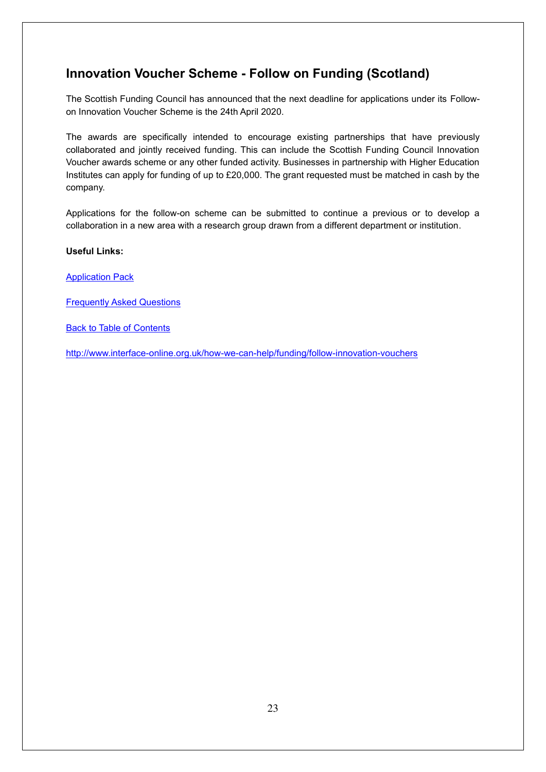## Innovation Voucher Scheme - Follow on Funding (Scotland)

The Scottish Funding Council has announced that the next deadline for applications under its Follow-on Innovation Voucher Scheme is the 24th April 2020.

The awards are specifically intended to encourage existing partnerships that have previously collaborated and jointly received funding. This can include the Scottish Funding Council Innovation Voucher awards scheme or any other funded activity. Businesses in partnership with Higher Education Institutes can apply for funding of up to £20,000. The grant requested must be matched in cash by the company.

Applications for the follow-on scheme can be submitted to continue a previous or to develop a collaboration in a new area with a research group drawn from a different department or institution.

**Useful Links:**

Application Pack

Frequently Asked Questions

Back to Table of Contents

http://www.interface-online.org.uk/how-we-can-help/funding/follow-innovation-vouchers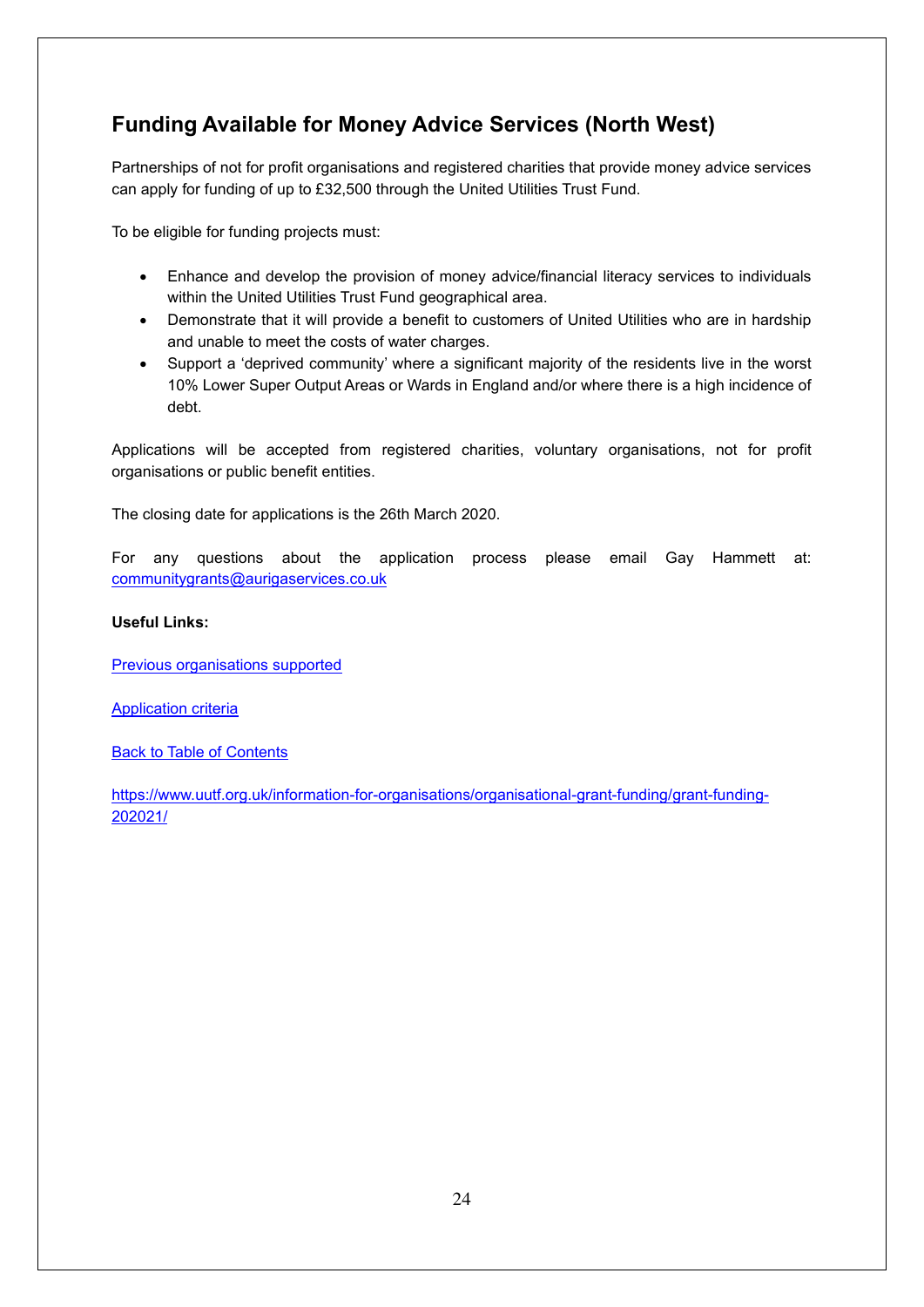## Funding Available for Money Advice Services (North West)

Partnerships of not for profit organisations and registered charities that provide money advice services can apply for funding of up to £32,500 through the United Utilities Trust Fund.

To be eligible for funding projects must:

- Enhance and develop the provision of money advice/financial literacy services to individuals within the United Utilities Trust Fund geographical area.
- Demonstrate that it will provide a benefit to customers of United Utilities who are in hardship and unable to meet the costs of water charges.
- Support a 'deprived community' where a significant majority of the residents live in the worst 10% Lower Super Output Areas or Wards in England and/or where there is a high incidence of debt.

Applications will be accepted from registered charities, voluntary organisations, not for profit organisations or public benefit entities.

The closing date for applications is the 26th March 2020.

For any questions about the application process please email Gay Hammett at: communitygrants@aurigaservices.co.uk

**Useful Links:**

Previous organisations supported

Application criteria

Back to Table of Contents

https://www.uutf.org.uk/information-for-organisations/organisational-grant-funding/grant-funding-202021/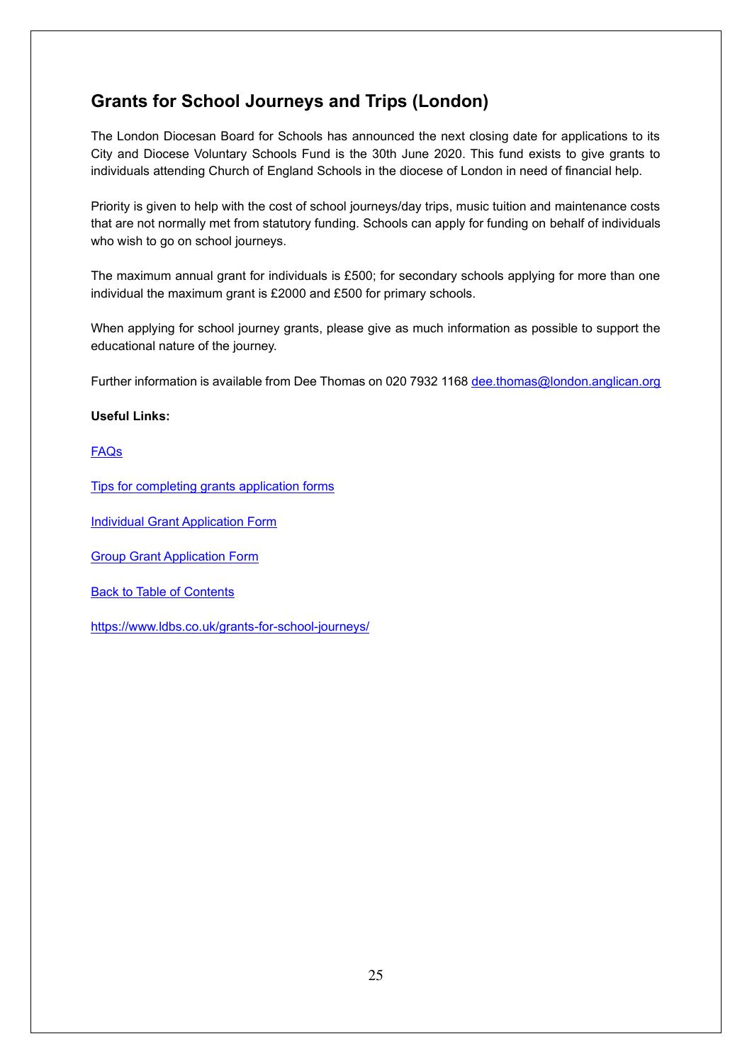## Grants for School Journeys and Trips (London)

The London Diocesan Board for Schools has announced the next closing date for applications to its City and Diocese Voluntary Schools Fund is the 30th June 2020. This fund exists to give grants to individuals attending Church of England Schools in the diocese of London in need of financial help.

Priority is given to help with the cost of school journeys/day trips, music tuition and maintenance costs that are not normally met from statutory funding. Schools can apply for funding on behalf of individuals who wish to go on school journeys.

The maximum annual grant for individuals is £500; for secondary schools applying for more than one individual the maximum grant is £2000 and £500 for primary schools.

When applying for school journey grants, please give as much information as possible to support the educational nature of the journey.

Further information is available from Dee Thomas on 020 7932 1168 dee.thomas@london.anglican.org

**Useful Links:**

FAQs

Tips for completing grants application forms

Individual Grant Application Form

Group Grant Application Form

Back to Table of Contents

https://www.ldbs.co.uk/grants-for-school-journeys/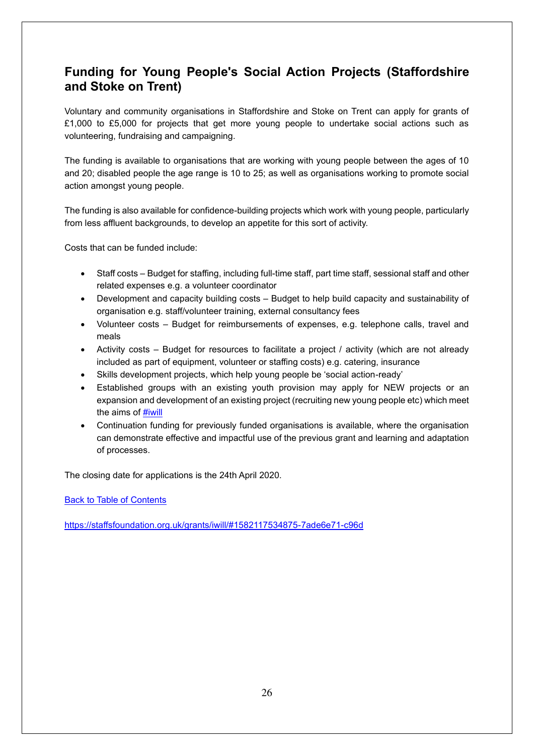## Funding for Young People's Social Action Projects (Staffordshire and Stoke on Trent)

Voluntary and community organisations in Staffordshire and Stoke on Trent can apply for grants of £1,000 to £5,000 for projects that get more young people to undertake social actions such as volunteering, fundraising and campaigning.

The funding is available to organisations that are working with young people between the ages of 10 and 20; disabled people the age range is 10 to 25; as well as organisations working to promote social action amongst young people.

The funding is also available for confidence-building projects which work with young people, particularly from less affluent backgrounds, to develop an appetite for this sort of activity.

Costs that can be funded include:

- Staff costs – Budget for staffing, including full-time staff, part time staff, sessional staff and other related expenses e.g. a volunteer coordinator
- Development and capacity building costs – Budget to help build capacity and sustainability of organisation e.g. staff/volunteer training, external consultancy fees
- Volunteer costs – Budget for reimbursements of expenses, e.g. telephone calls, travel and meals
- Activity costs – Budget for resources to facilitate a project / activity (which are not already included as part of equipment, volunteer or staffing costs) e.g. catering, insurance
- Skills development projects, which help young people be 'social action-ready'
- Established groups with an existing youth provision may apply for NEW projects or an expansion and development of an existing project (recruiting new young people etc) which meet the aims of #iwill
- Continuation funding for previously funded organisations is available, where the organisation can demonstrate effective and impactful use of the previous grant and learning and adaptation of processes.

The closing date for applications is the 24th April 2020.

Back to Table of Contents

https://staffsfoundation.org.uk/grants/iwill/#1582117534875-7ade6e71-c96d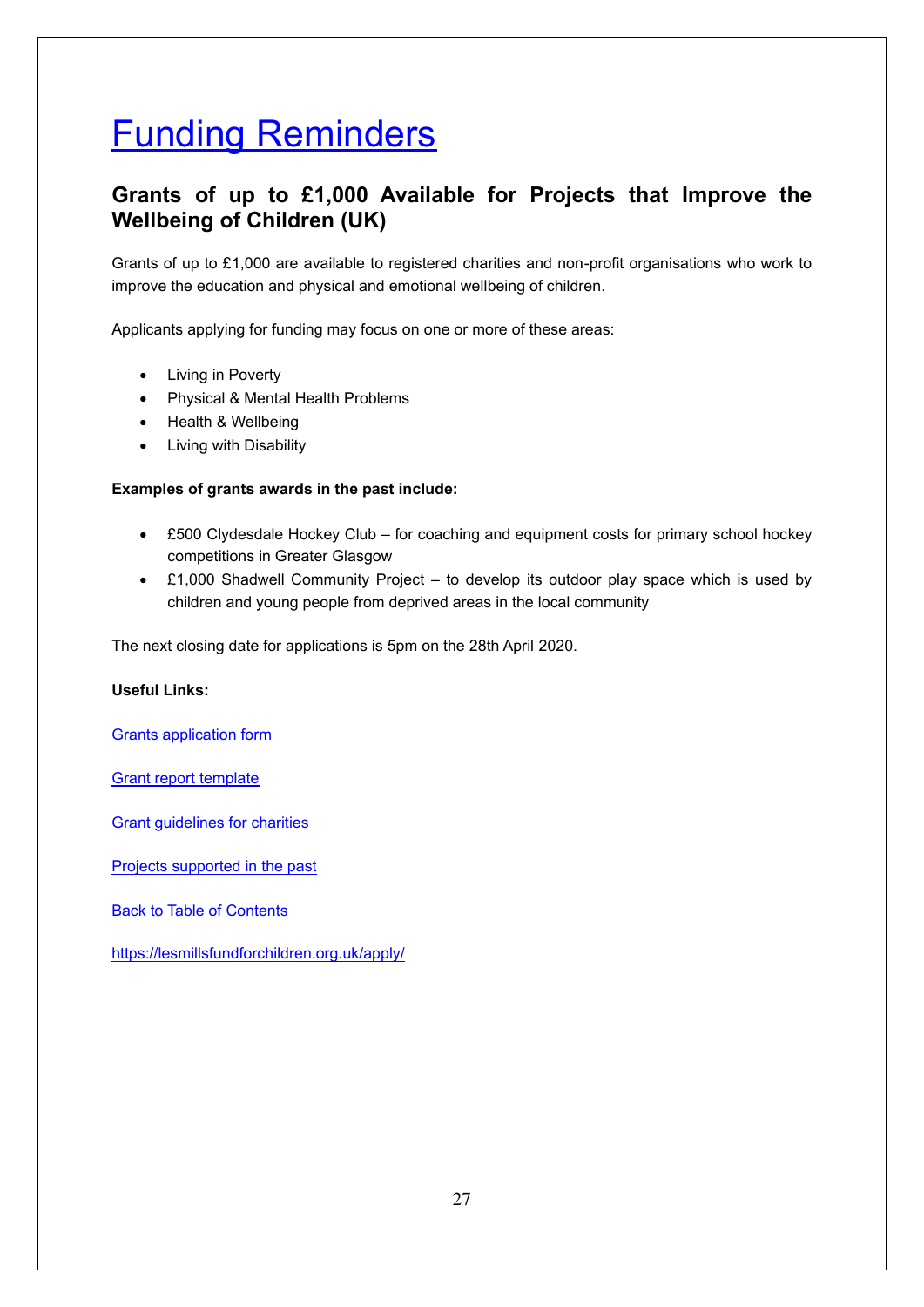# Funding Reminders

## Grants of up to £1,000 Available for Projects that Improve the Wellbeing of Children (UK)

Grants of up to £1,000 are available to registered charities and non-profit organisations who work to improve the education and physical and emotional wellbeing of children.

Applicants applying for funding may focus on one or more of these areas:

- Living in Poverty
- Physical & Mental Health Problems
- Health & Wellbeing
- Living with Disability

**Examples of grants awards in the past include:**

- £500 Clydesdale Hockey Club – for coaching and equipment costs for primary school hockey competitions in Greater Glasgow
- £1,000 Shadwell Community Project – to develop its outdoor play space which is used by children and young people from deprived areas in the local community

The next closing date for applications is 5pm on the 28th April 2020.

**Useful Links:**

Grants application form

Grant report template

Grant guidelines for charities

Projects supported in the past

Back to Table of Contents

https://lesmillsfundforchildren.org.uk/apply/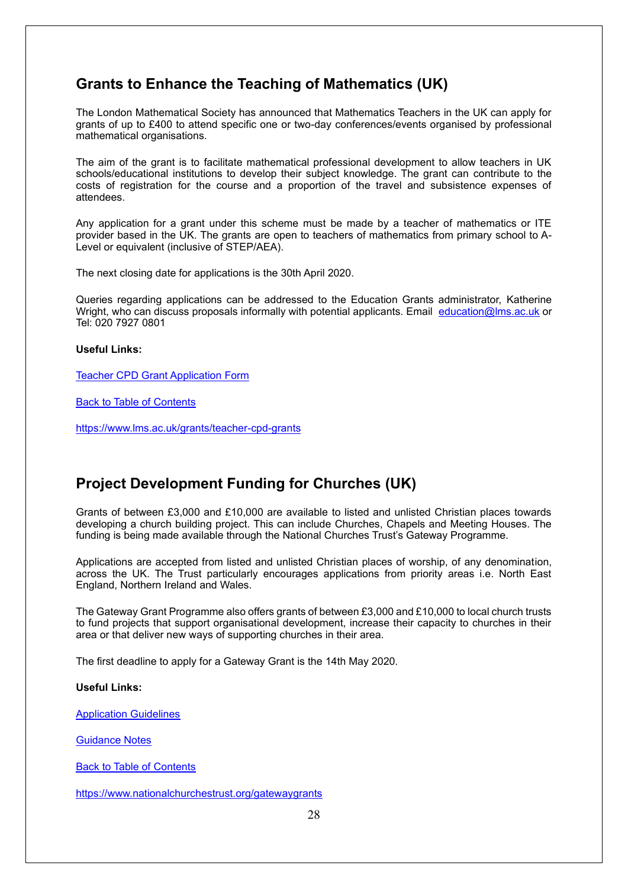## Grants to Enhance the Teaching of Mathematics (UK)

The London Mathematical Society has announced that Mathematics Teachers in the UK can apply for grants of up to £400 to attend specific one or two-day conferences/events organised by professional mathematical organisations.

The aim of the grant is to facilitate mathematical professional development to allow teachers in UK schools/educational institutions to develop their subject knowledge. The grant can contribute to the costs of registration for the course and a proportion of the travel and subsistence expenses of attendees.

Any application for a grant under this scheme must be made by a teacher of mathematics or ITE provider based in the UK. The grants are open to teachers of mathematics from primary school to A-Level or equivalent (inclusive of STEP/AEA).

The next closing date for applications is the 30th April 2020.

Queries regarding applications can be addressed to the Education Grants administrator, Katherine Wright, who can discuss proposals informally with potential applicants. Email education@lms.ac.uk or Tel: 020 7927 0801

**Useful Links:**

Teacher CPD Grant Application Form

Back to Table of Contents

https://www.lms.ac.uk/grants/teacher-cpd-grants

## Project Development Funding for Churches (UK)

Grants of between £3,000 and £10,000 are available to listed and unlisted Christian places towards developing a church building project. This can include Churches, Chapels and Meeting Houses. The funding is being made available through the National Churches Trust's Gateway Programme.

Applications are accepted from listed and unlisted Christian places of worship, of any denomination, across the UK. The Trust particularly encourages applications from priority areas i.e. North East England, Northern Ireland and Wales.

The Gateway Grant Programme also offers grants of between £3,000 and £10,000 to local church trusts to fund projects that support organisational development, increase their capacity to churches in their area or that deliver new ways of supporting churches in their area.

The first deadline to apply for a Gateway Grant is the 14th May 2020.

**Useful Links:**

Application Guidelines

Guidance Notes

Back to Table of Contents

https://www.nationalchurchestrust.org/gatewaygrants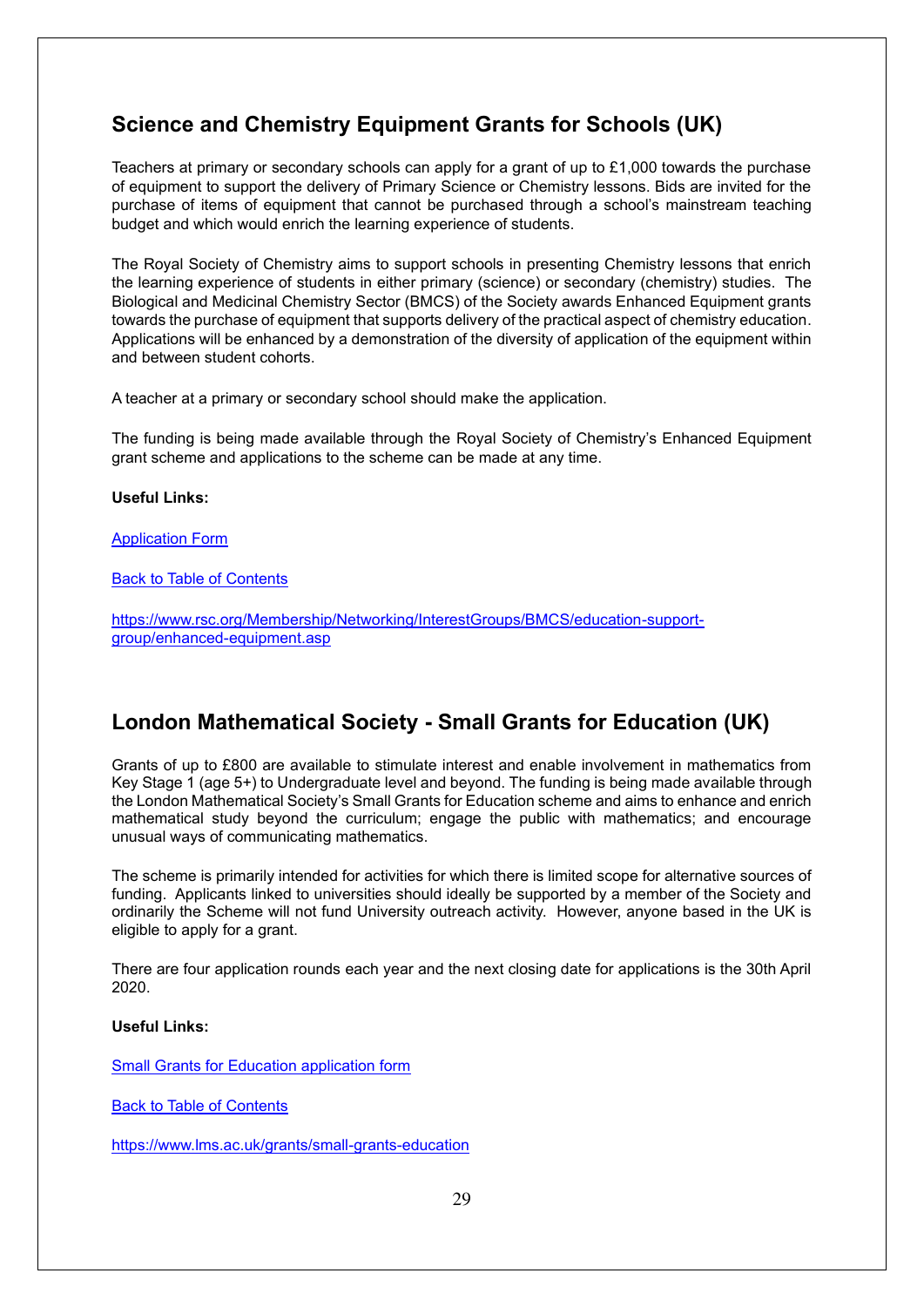## Science and Chemistry Equipment Grants for Schools (UK)

Teachers at primary or secondary schools can apply for a grant of up to £1,000 towards the purchase of equipment to support the delivery of Primary Science or Chemistry lessons. Bids are invited for the purchase of items of equipment that cannot be purchased through a school's mainstream teaching budget and which would enrich the learning experience of students.

The Royal Society of Chemistry aims to support schools in presenting Chemistry lessons that enrich the learning experience of students in either primary (science) or secondary (chemistry) studies. The Biological and Medicinal Chemistry Sector (BMCS) of the Society awards Enhanced Equipment grants towards the purchase of equipment that supports delivery of the practical aspect of chemistry education. Applications will be enhanced by a demonstration of the diversity of application of the equipment within and between student cohorts.

A teacher at a primary or secondary school should make the application.

The funding is being made available through the Royal Society of Chemistry's Enhanced Equipment grant scheme and applications to the scheme can be made at any time.

**Useful Links:**

Application Form

Back to Table of Contents

https://www.rsc.org/Membership/Networking/InterestGroups/BMCS/education-support-group/enhanced-equipment.asp

## London Mathematical Society - Small Grants for Education (UK)

Grants of up to £800 are available to stimulate interest and enable involvement in mathematics from Key Stage 1 (age 5+) to Undergraduate level and beyond. The funding is being made available through the London Mathematical Society's Small Grants for Education scheme and aims to enhance and enrich mathematical study beyond the curriculum; engage the public with mathematics; and encourage unusual ways of communicating mathematics.

The scheme is primarily intended for activities for which there is limited scope for alternative sources of funding. Applicants linked to universities should ideally be supported by a member of the Society and ordinarily the Scheme will not fund University outreach activity. However, anyone based in the UK is eligible to apply for a grant.

There are four application rounds each year and the next closing date for applications is the 30th April 2020.

**Useful Links:**

Small Grants for Education application form

Back to Table of Contents

https://www.lms.ac.uk/grants/small-grants-education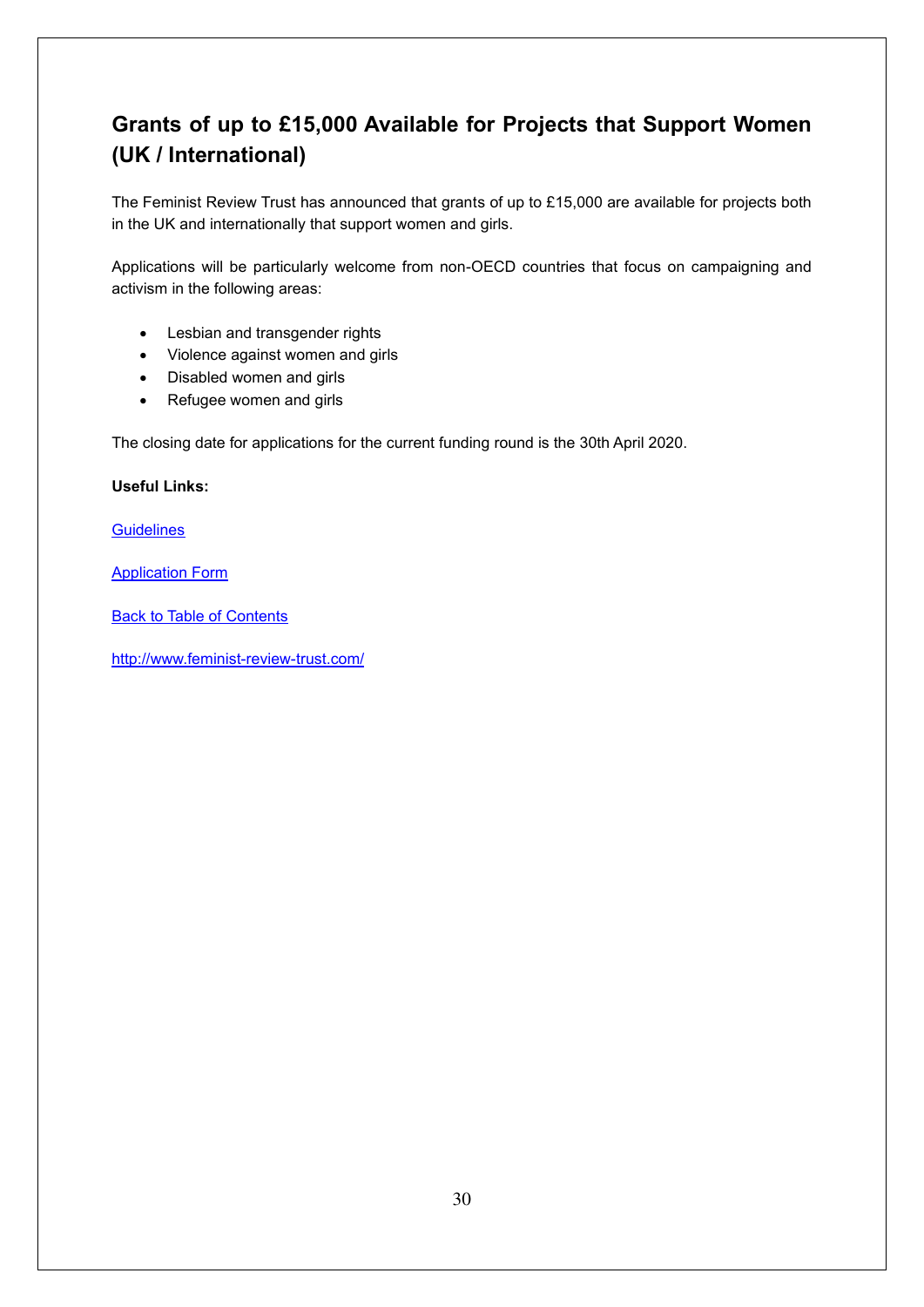## Grants of up to £15,000 Available for Projects that Support Women (UK / International)

The Feminist Review Trust has announced that grants of up to £15,000 are available for projects both in the UK and internationally that support women and girls.

Applications will be particularly welcome from non-OECD countries that focus on campaigning and activism in the following areas:

- Lesbian and transgender rights
- Violence against women and girls
- Disabled women and girls
- Refugee women and girls

The closing date for applications for the current funding round is the 30th April 2020.

**Useful Links:**

Guidelines

Application Form

Back to Table of Contents

http://www.feminist-review-trust.com/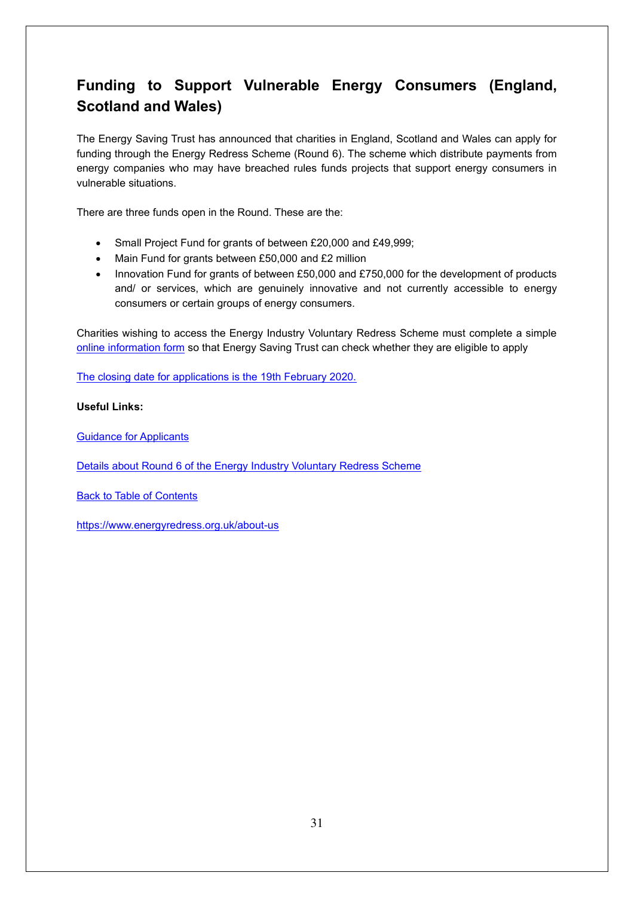## Funding to Support Vulnerable Energy Consumers (England, Scotland and Wales)

The Energy Saving Trust has announced that charities in England, Scotland and Wales can apply for funding through the Energy Redress Scheme (Round 6). The scheme which distribute payments from energy companies who may have breached rules funds projects that support energy consumers in vulnerable situations.

There are three funds open in the Round. These are the:

- Small Project Fund for grants of between £20,000 and £49,999;
- Main Fund for grants between £50,000 and £2 million
- Innovation Fund for grants of between £50,000 and £750,000 for the development of products and/ or services, which are genuinely innovative and not currently accessible to energy consumers or certain groups of energy consumers.

Charities wishing to access the Energy Industry Voluntary Redress Scheme must complete a simple online information form so that Energy Saving Trust can check whether they are eligible to apply

The closing date for applications is the 19th February 2020.

**Useful Links:**

Guidance for Applicants

Details about Round 6 of the Energy Industry Voluntary Redress Scheme

Back to Table of Contents

https://www.energyredress.org.uk/about-us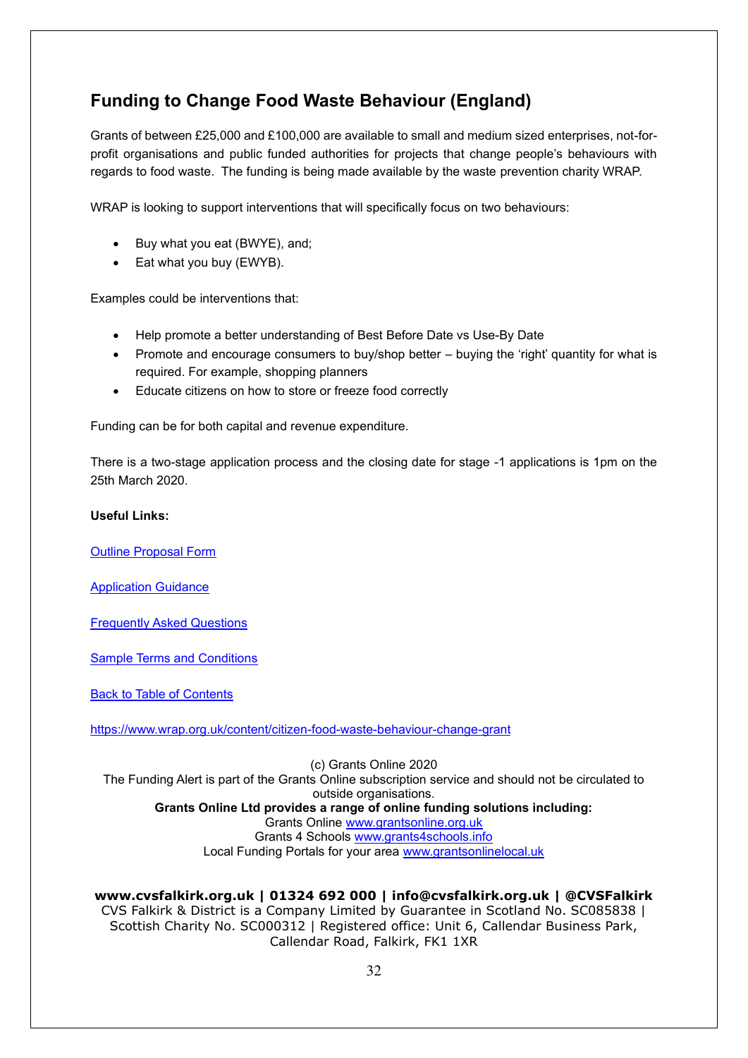## Funding to Change Food Waste Behaviour (England)

Grants of between £25,000 and £100,000 are available to small and medium sized enterprises, not-for-profit organisations and public funded authorities for projects that change people's behaviours with regards to food waste. The funding is being made available by the waste prevention charity WRAP.

WRAP is looking to support interventions that will specifically focus on two behaviours:

- Buy what you eat (BWYE), and;
- Eat what you buy (EWYB).

Examples could be interventions that:

- Help promote a better understanding of Best Before Date vs Use-By Date
- Promote and encourage consumers to buy/shop better – buying the 'right' quantity for what is required. For example, shopping planners
- Educate citizens on how to store or freeze food correctly

Funding can be for both capital and revenue expenditure.

There is a two-stage application process and the closing date for stage -1 applications is 1pm on the 25th March 2020.

**Useful Links:**

Outline Proposal Form

Application Guidance

Frequently Asked Questions

Sample Terms and Conditions

Back to Table of Contents

https://www.wrap.org.uk/content/citizen-food-waste-behaviour-change-grant

(c) Grants Online 2020
The Funding Alert is part of the Grants Online subscription service and should not be circulated to outside organisations.
**Grants Online Ltd provides a range of online funding solutions including:**
Grants Online www.grantsonline.org.uk
Grants 4 Schools www.grants4schools.info
Local Funding Portals for your area www.grantsonlinelocal.uk

**www.cvsfalkirk.org.uk | 01324 692 000 | info@cvsfalkirk.org.uk | @CVSFalkirk**
CVS Falkirk & District is a Company Limited by Guarantee in Scotland No. SC085838 | Scottish Charity No. SC000312 | Registered office: Unit 6, Callendar Business Park, Callendar Road, Falkirk, FK1 1XR